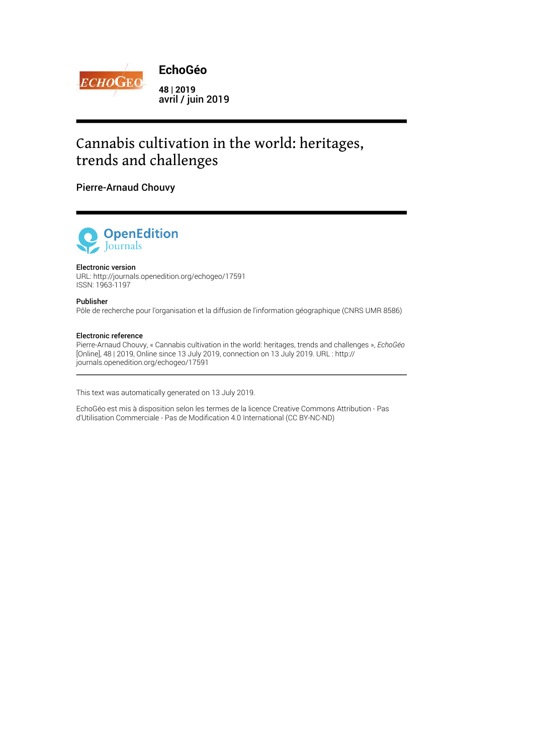**EchoGéo**

**48** | **2019**
avril / juin 2019

# Cannabis cultivation in the world: heritages, trends and challenges

Pierre-Arnaud Chouvy

**Electronic version**
URL: http://journals.openedition.org/echogeo/17591
ISSN: 1963-1197

**Publisher**
Pôle de recherche pour l'organisation et la diffusion de l'information géographique (CNRS UMR 8586)

**Electronic reference**
Pierre-Arnaud Chouvy, « Cannabis cultivation in the world: heritages, trends and challenges », *EchoGéo* [Online], 48 | 2019, Online since 13 July 2019, connection on 13 July 2019. URL : http://journals.openedition.org/echogeo/17591

---

This text was automatically generated on 13 July 2019.

EchoGéo est mis à disposition selon les termes de la licence Creative Commons Attribution - Pas d'Utilisation Commerciale - Pas de Modification 4.0 International (CC BY-NC-ND)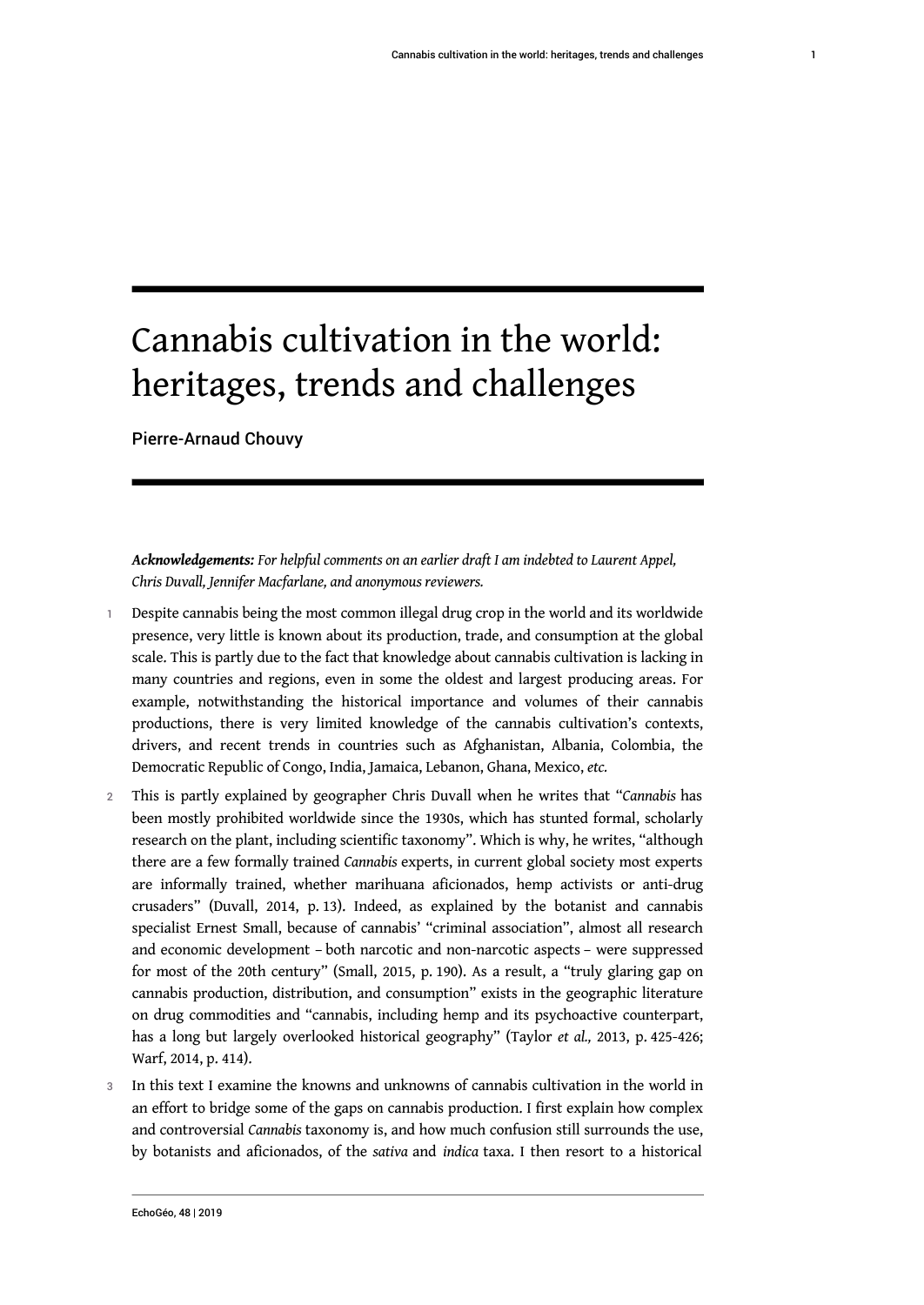# Cannabis cultivation in the world: heritages, trends and challenges

Pierre-Arnaud Chouvy

***Acknowledgements:*** *For helpful comments on an earlier draft I am indebted to Laurent Appel, Chris Duvall, Jennifer Macfarlane, and anonymous reviewers.*

1 Despite cannabis being the most common illegal drug crop in the world and its worldwide presence, very little is known about its production, trade, and consumption at the global scale. This is partly due to the fact that knowledge about cannabis cultivation is lacking in many countries and regions, even in some the oldest and largest producing areas. For example, notwithstanding the historical importance and volumes of their cannabis productions, there is very limited knowledge of the cannabis cultivation's contexts, drivers, and recent trends in countries such as Afghanistan, Albania, Colombia, the Democratic Republic of Congo, India, Jamaica, Lebanon, Ghana, Mexico, *etc.*

2 This is partly explained by geographer Chris Duvall when he writes that "*Cannabis* has been mostly prohibited worldwide since the 1930s, which has stunted formal, scholarly research on the plant, including scientific taxonomy". Which is why, he writes, "although there are a few formally trained *Cannabis* experts, in current global society most experts are informally trained, whether marihuana aficionados, hemp activists or anti-drug crusaders" (Duvall, 2014, p. 13). Indeed, as explained by the botanist and cannabis specialist Ernest Small, because of cannabis' "criminal association", almost all research and economic development – both narcotic and non-narcotic aspects – were suppressed for most of the 20th century" (Small, 2015, p. 190). As a result, a "truly glaring gap on cannabis production, distribution, and consumption" exists in the geographic literature on drug commodities and "cannabis, including hemp and its psychoactive counterpart, has a long but largely overlooked historical geography" (Taylor *et al.,* 2013, p. 425-426; Warf, 2014, p. 414).

3 In this text I examine the knowns and unknowns of cannabis cultivation in the world in an effort to bridge some of the gaps on cannabis production. I first explain how complex and controversial *Cannabis* taxonomy is, and how much confusion still surrounds the use, by botanists and aficionados, of the *sativa* and *indica* taxa. I then resort to a historical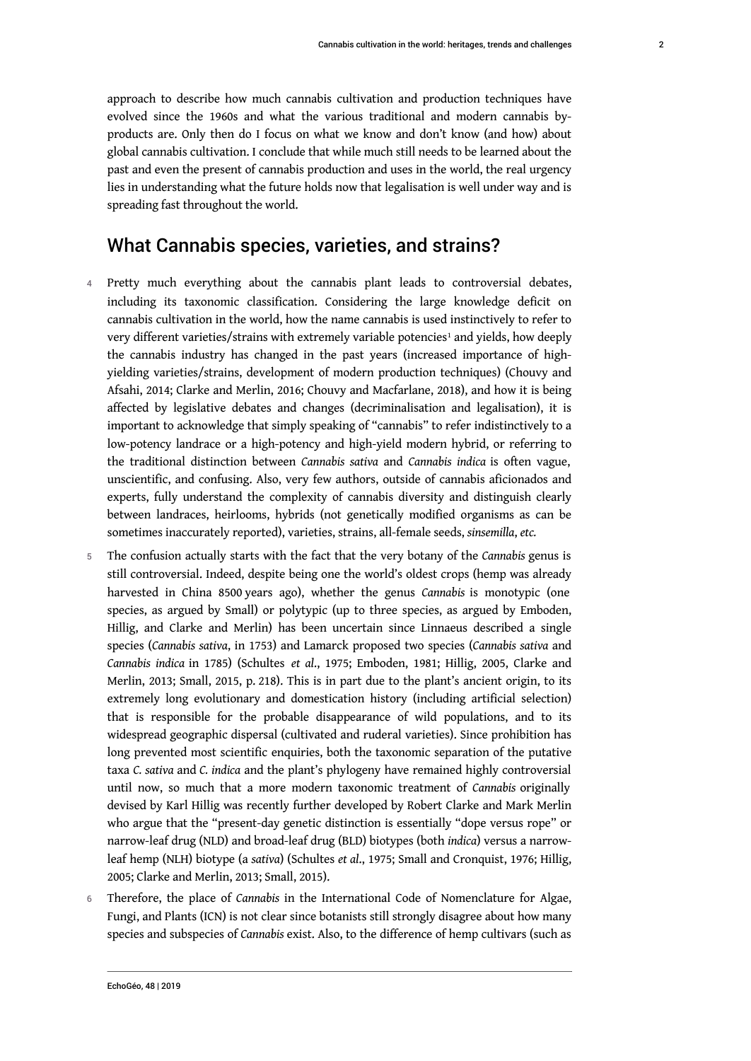approach to describe how much cannabis cultivation and production techniques have evolved since the 1960s and what the various traditional and modern cannabis by-products are. Only then do I focus on what we know and don't know (and how) about global cannabis cultivation. I conclude that while much still needs to be learned about the past and even the present of cannabis production and uses in the world, the real urgency lies in understanding what the future holds now that legalisation is well under way and is spreading fast throughout the world.

## What Cannabis species, varieties, and strains?

4 Pretty much everything about the cannabis plant leads to controversial debates, including its taxonomic classification. Considering the large knowledge deficit on cannabis cultivation in the world, how the name cannabis is used instinctively to refer to very different varieties/strains with extremely variable potencies[1] and yields, how deeply the cannabis industry has changed in the past years (increased importance of high-yielding varieties/strains, development of modern production techniques) (Chouvy and Afsahi, 2014; Clarke and Merlin, 2016; Chouvy and Macfarlane, 2018), and how it is being affected by legislative debates and changes (decriminalisation and legalisation), it is important to acknowledge that simply speaking of "cannabis" to refer indistinctively to a low-potency landrace or a high-potency and high-yield modern hybrid, or referring to the traditional distinction between *Cannabis sativa* and *Cannabis indica* is often vague, unscientific, and confusing. Also, very few authors, outside of cannabis aficionados and experts, fully understand the complexity of cannabis diversity and distinguish clearly between landraces, heirlooms, hybrids (not genetically modified organisms as can be sometimes inaccurately reported), varieties, strains, all-female seeds, *sinsemilla*, *etc.*

5 The confusion actually starts with the fact that the very botany of the *Cannabis* genus is still controversial. Indeed, despite being one the world's oldest crops (hemp was already harvested in China 8500 years ago), whether the genus *Cannabis* is monotypic (one species, as argued by Small) or polytypic (up to three species, as argued by Emboden, Hillig, and Clarke and Merlin) has been uncertain since Linnaeus described a single species (*Cannabis sativa*, in 1753) and Lamarck proposed two species (*Cannabis sativa* and *Cannabis indica* in 1785) (Schultes *et al*., 1975; Emboden, 1981; Hillig, 2005, Clarke and Merlin, 2013; Small, 2015, p. 218). This is in part due to the plant's ancient origin, to its extremely long evolutionary and domestication history (including artificial selection) that is responsible for the probable disappearance of wild populations, and to its widespread geographic dispersal (cultivated and ruderal varieties). Since prohibition has long prevented most scientific enquiries, both the taxonomic separation of the putative taxa *C. sativa* and *C. indica* and the plant's phylogeny have remained highly controversial until now, so much that a more modern taxonomic treatment of *Cannabis* originally devised by Karl Hillig was recently further developed by Robert Clarke and Mark Merlin who argue that the "present-day genetic distinction is essentially "dope versus rope" or narrow-leaf drug (NLD) and broad-leaf drug (BLD) biotypes (both *indica*) versus a narrow-leaf hemp (NLH) biotype (a *sativa*) (Schultes *et al*., 1975; Small and Cronquist, 1976; Hillig, 2005; Clarke and Merlin, 2013; Small, 2015).

6 Therefore, the place of *Cannabis* in the International Code of Nomenclature for Algae, Fungi, and Plants (ICN) is not clear since botanists still strongly disagree about how many species and subspecies of *Cannabis* exist. Also, to the difference of hemp cultivars (such as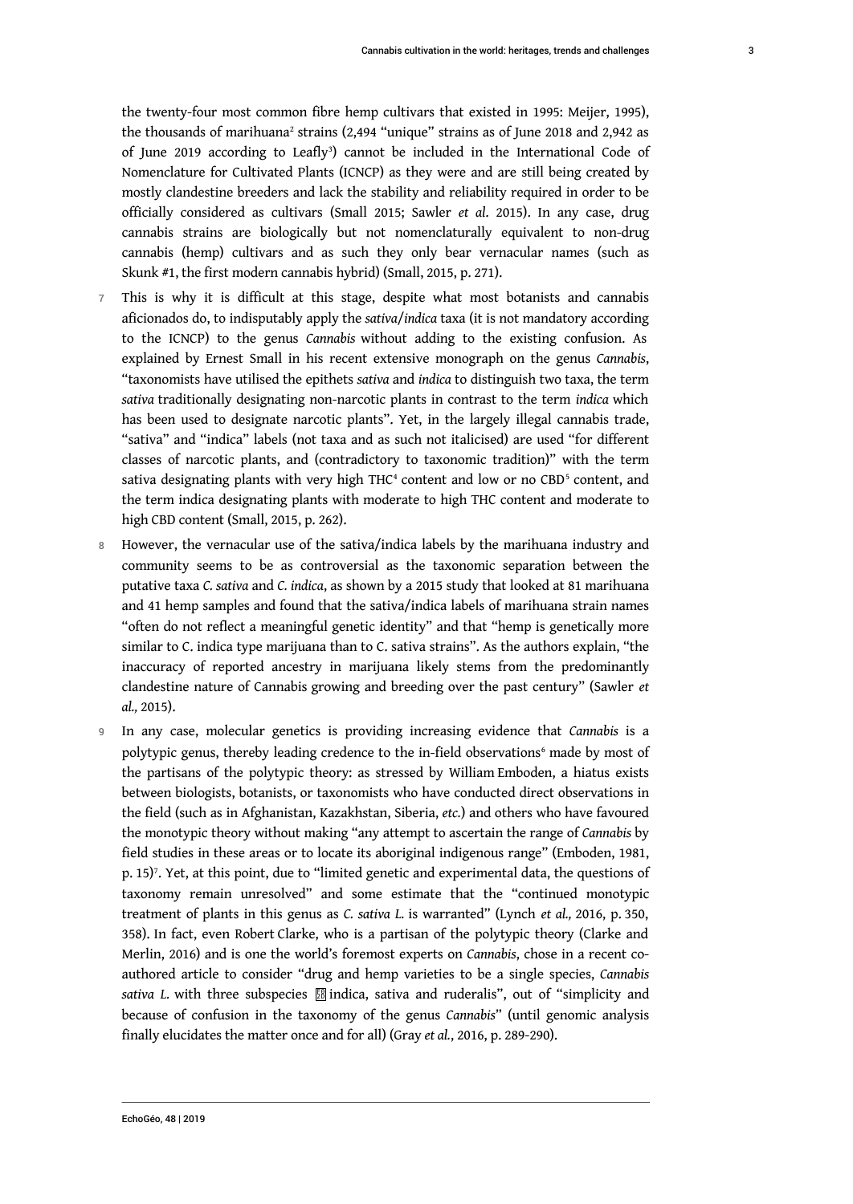the twenty-four most common fibre hemp cultivars that existed in 1995: Meijer, 1995), the thousands of marihuana[2] strains (2,494 "unique" strains as of June 2018 and 2,942 as of June 2019 according to Leafly[3]) cannot be included in the International Code of Nomenclature for Cultivated Plants (ICNCP) as they were and are still being created by mostly clandestine breeders and lack the stability and reliability required in order to be officially considered as cultivars (Small 2015; Sawler *et al.* 2015). In any case, drug cannabis strains are biologically but not nomenclaturally equivalent to non-drug cannabis (hemp) cultivars and as such they only bear vernacular names (such as Skunk #1, the first modern cannabis hybrid) (Small, 2015, p. 271).

7 This is why it is difficult at this stage, despite what most botanists and cannabis aficionados do, to indisputably apply the *sativa*/*indica* taxa (it is not mandatory according to the ICNCP) to the genus *Cannabis* without adding to the existing confusion. As explained by Ernest Small in his recent extensive monograph on the genus *Cannabis*, "taxonomists have utilised the epithets *sativa* and *indica* to distinguish two taxa, the term *sativa* traditionally designating non-narcotic plants in contrast to the term *indica* which has been used to designate narcotic plants". Yet, in the largely illegal cannabis trade, "sativa" and "indica" labels (not taxa and as such not italicised) are used "for different classes of narcotic plants, and (contradictory to taxonomic tradition)" with the term sativa designating plants with very high THC[4] content and low or no CBD[5] content, and the term indica designating plants with moderate to high THC content and moderate to high CBD content (Small, 2015, p. 262).

8 However, the vernacular use of the sativa/indica labels by the marihuana industry and community seems to be as controversial as the taxonomic separation between the putative taxa *C. sativa* and *C. indica*, as shown by a 2015 study that looked at 81 marihuana and 41 hemp samples and found that the sativa/indica labels of marihuana strain names "often do not reflect a meaningful genetic identity" and that "hemp is genetically more similar to C. indica type marijuana than to C. sativa strains". As the authors explain, "the inaccuracy of reported ancestry in marijuana likely stems from the predominantly clandestine nature of Cannabis growing and breeding over the past century" (Sawler *et al.,* 2015).

9 In any case, molecular genetics is providing increasing evidence that *Cannabis* is a polytypic genus, thereby leading credence to the in-field observations[6] made by most of the partisans of the polytypic theory: as stressed by William Emboden, a hiatus exists between biologists, botanists, or taxonomists who have conducted direct observations in the field (such as in Afghanistan, Kazakhstan, Siberia, *etc.*) and others who have favoured the monotypic theory without making "any attempt to ascertain the range of *Cannabis* by field studies in these areas or to locate its aboriginal indigenous range" (Emboden, 1981, p. 15)[7]. Yet, at this point, due to "limited genetic and experimental data, the questions of taxonomy remain unresolved" and some estimate that the "continued monotypic treatment of plants in this genus as *C. sativa L.* is warranted" (Lynch *et al.,* 2016, p. 350, 358). In fact, even Robert Clarke, who is a partisan of the polytypic theory (Clarke and Merlin, 2016) and is one the world's foremost experts on *Cannabis*, chose in a recent co-authored article to consider "drug and hemp varieties to be a single species, *Cannabis sativa L.* with three subspecies  indica, sativa and ruderalis", out of "simplicity and because of confusion in the taxonomy of the genus *Cannabis*" (until genomic analysis finally elucidates the matter once and for all) (Gray *et al.*, 2016, p. 289-290).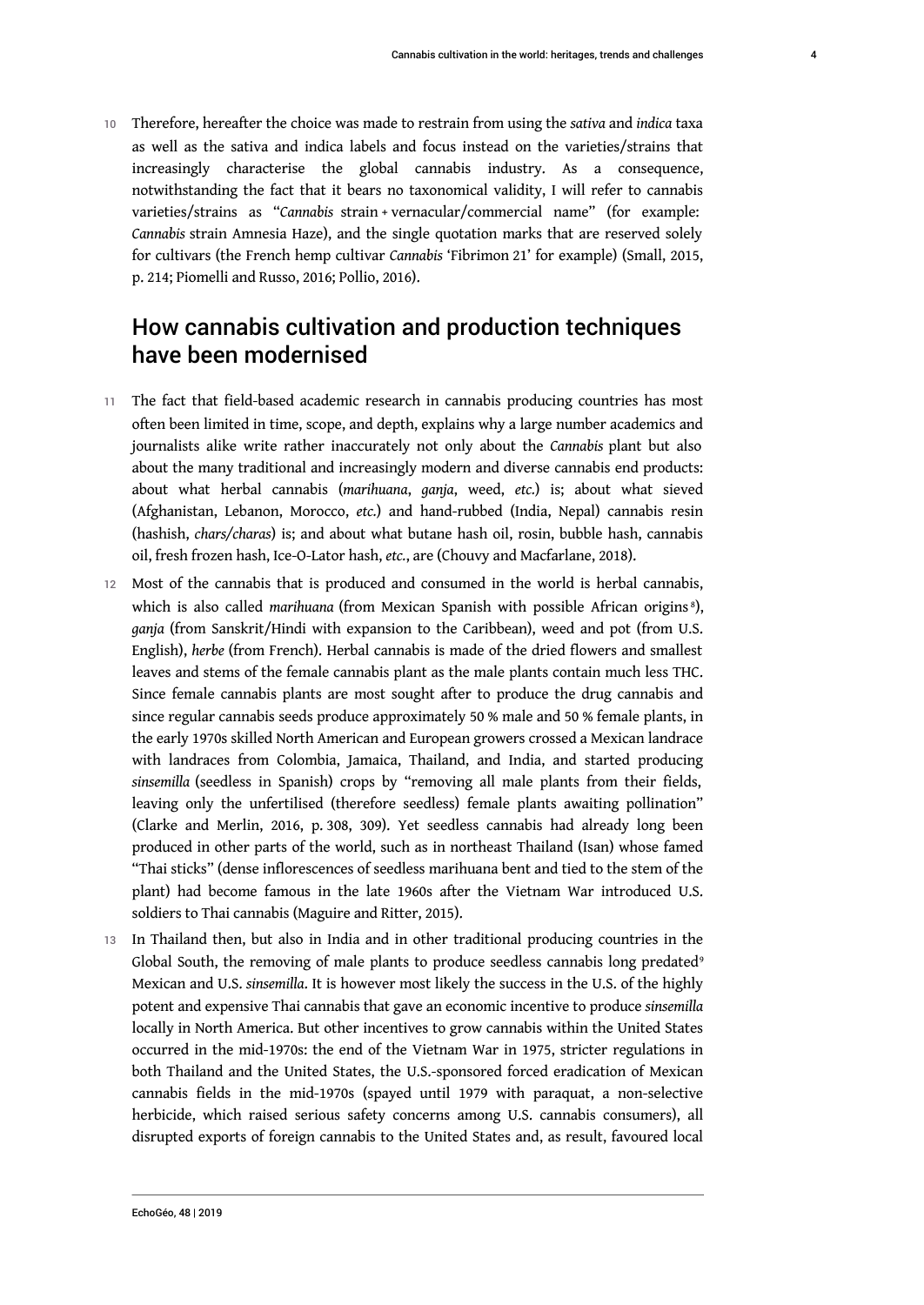10 Therefore, hereafter the choice was made to restrain from using the *sativa* and *indica* taxa as well as the sativa and indica labels and focus instead on the varieties/strains that increasingly characterise the global cannabis industry. As a consequence, notwithstanding the fact that it bears no taxonomical validity, I will refer to cannabis varieties/strains as "*Cannabis* strain + vernacular/commercial name" (for example: *Cannabis* strain Amnesia Haze), and the single quotation marks that are reserved solely for cultivars (the French hemp cultivar *Cannabis* 'Fibrimon 21' for example) (Small, 2015, p. 214; Piomelli and Russo, 2016; Pollio, 2016).

## How cannabis cultivation and production techniques have been modernised

11 The fact that field-based academic research in cannabis producing countries has most often been limited in time, scope, and depth, explains why a large number academics and journalists alike write rather inaccurately not only about the *Cannabis* plant but also about the many traditional and increasingly modern and diverse cannabis end products: about what herbal cannabis (*marihuana*, *ganja*, weed, *etc.*) is; about what sieved (Afghanistan, Lebanon, Morocco, *etc.*) and hand-rubbed (India, Nepal) cannabis resin (hashish, *chars/charas*) is; and about what butane hash oil, rosin, bubble hash, cannabis oil, fresh frozen hash, Ice-O-Lator hash, *etc.*, are (Chouvy and Macfarlane, 2018).

12 Most of the cannabis that is produced and consumed in the world is herbal cannabis, which is also called *marihuana* (from Mexican Spanish with possible African origins [8]), *ganja* (from Sanskrit/Hindi with expansion to the Caribbean), weed and pot (from U.S. English), *herbe* (from French). Herbal cannabis is made of the dried flowers and smallest leaves and stems of the female cannabis plant as the male plants contain much less THC. Since female cannabis plants are most sought after to produce the drug cannabis and since regular cannabis seeds produce approximately 50 % male and 50 % female plants, in the early 1970s skilled North American and European growers crossed a Mexican landrace with landraces from Colombia, Jamaica, Thailand, and India, and started producing *sinsemilla* (seedless in Spanish) crops by "removing all male plants from their fields, leaving only the unfertilised (therefore seedless) female plants awaiting pollination" (Clarke and Merlin, 2016, p. 308, 309). Yet seedless cannabis had already long been produced in other parts of the world, such as in northeast Thailand (Isan) whose famed "Thai sticks" (dense inflorescences of seedless marihuana bent and tied to the stem of the plant) had become famous in the late 1960s after the Vietnam War introduced U.S. soldiers to Thai cannabis (Maguire and Ritter, 2015).

13 In Thailand then, but also in India and in other traditional producing countries in the Global South, the removing of male plants to produce seedless cannabis long predated [9] Mexican and U.S. *sinsemilla*. It is however most likely the success in the U.S. of the highly potent and expensive Thai cannabis that gave an economic incentive to produce *sinsemilla* locally in North America. But other incentives to grow cannabis within the United States occurred in the mid-1970s: the end of the Vietnam War in 1975, stricter regulations in both Thailand and the United States, the U.S.-sponsored forced eradication of Mexican cannabis fields in the mid-1970s (spayed until 1979 with paraquat, a non-selective herbicide, which raised serious safety concerns among U.S. cannabis consumers), all disrupted exports of foreign cannabis to the United States and, as result, favoured local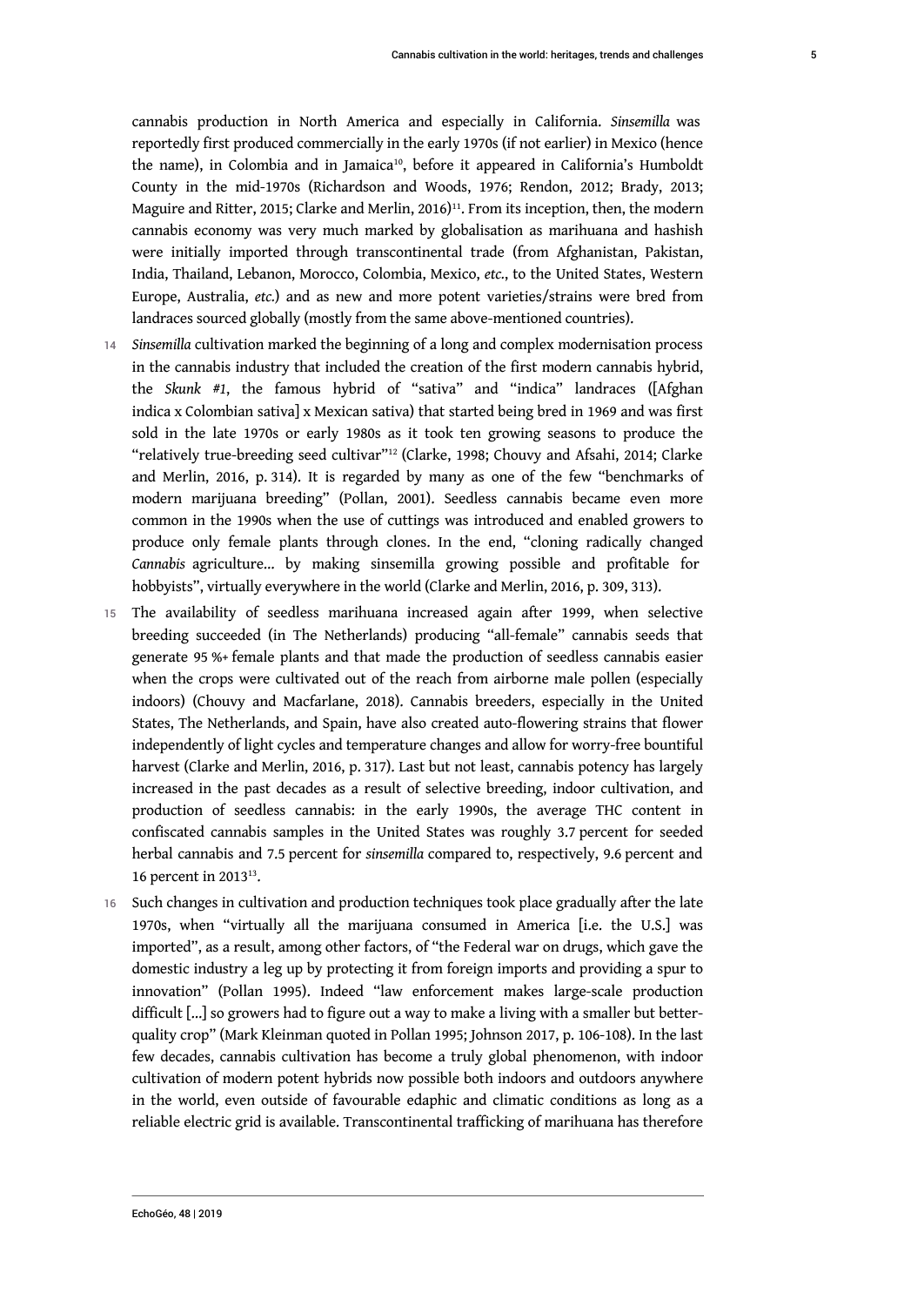cannabis production in North America and especially in California. *Sinsemilla* was reportedly first produced commercially in the early 1970s (if not earlier) in Mexico (hence the name), in Colombia and in Jamaica[10], before it appeared in California's Humboldt County in the mid-1970s (Richardson and Woods, 1976; Rendon, 2012; Brady, 2013; Maguire and Ritter, 2015; Clarke and Merlin, 2016)[11]. From its inception, then, the modern cannabis economy was very much marked by globalisation as marihuana and hashish were initially imported through transcontinental trade (from Afghanistan, Pakistan, India, Thailand, Lebanon, Morocco, Colombia, Mexico, *etc.*, to the United States, Western Europe, Australia, *etc.*) and as new and more potent varieties/strains were bred from landraces sourced globally (mostly from the same above-mentioned countries).

14 *Sinsemilla* cultivation marked the beginning of a long and complex modernisation process in the cannabis industry that included the creation of the first modern cannabis hybrid, the *Skunk #1*, the famous hybrid of "sativa" and "indica" landraces ([Afghan indica x Colombian sativa] x Mexican sativa) that started being bred in 1969 and was first sold in the late 1970s or early 1980s as it took ten growing seasons to produce the "relatively true-breeding seed cultivar"[12] (Clarke, 1998; Chouvy and Afsahi, 2014; Clarke and Merlin, 2016, p. 314). It is regarded by many as one of the few "benchmarks of modern marijuana breeding" (Pollan, 2001). Seedless cannabis became even more common in the 1990s when the use of cuttings was introduced and enabled growers to produce only female plants through clones. In the end, "cloning radically changed *Cannabis* agriculture... by making sinsemilla growing possible and profitable for hobbyists", virtually everywhere in the world (Clarke and Merlin, 2016, p. 309, 313).

15 The availability of seedless marihuana increased again after 1999, when selective breeding succeeded (in The Netherlands) producing "all-female" cannabis seeds that generate 95 %+ female plants and that made the production of seedless cannabis easier when the crops were cultivated out of the reach from airborne male pollen (especially indoors) (Chouvy and Macfarlane, 2018). Cannabis breeders, especially in the United States, The Netherlands, and Spain, have also created auto-flowering strains that flower independently of light cycles and temperature changes and allow for worry-free bountiful harvest (Clarke and Merlin, 2016, p. 317). Last but not least, cannabis potency has largely increased in the past decades as a result of selective breeding, indoor cultivation, and production of seedless cannabis: in the early 1990s, the average THC content in confiscated cannabis samples in the United States was roughly 3.7 percent for seeded herbal cannabis and 7.5 percent for *sinsemilla* compared to, respectively, 9.6 percent and 16 percent in 2013[13].

16 Such changes in cultivation and production techniques took place gradually after the late 1970s, when "virtually all the marijuana consumed in America [i.e. the U.S.] was imported", as a result, among other factors, of "the Federal war on drugs, which gave the domestic industry a leg up by protecting it from foreign imports and providing a spur to innovation" (Pollan 1995). Indeed "law enforcement makes large-scale production difficult [...] so growers had to figure out a way to make a living with a smaller but better-quality crop" (Mark Kleinman quoted in Pollan 1995; Johnson 2017, p. 106-108). In the last few decades, cannabis cultivation has become a truly global phenomenon, with indoor cultivation of modern potent hybrids now possible both indoors and outdoors anywhere in the world, even outside of favourable edaphic and climatic conditions as long as a reliable electric grid is available. Transcontinental trafficking of marihuana has therefore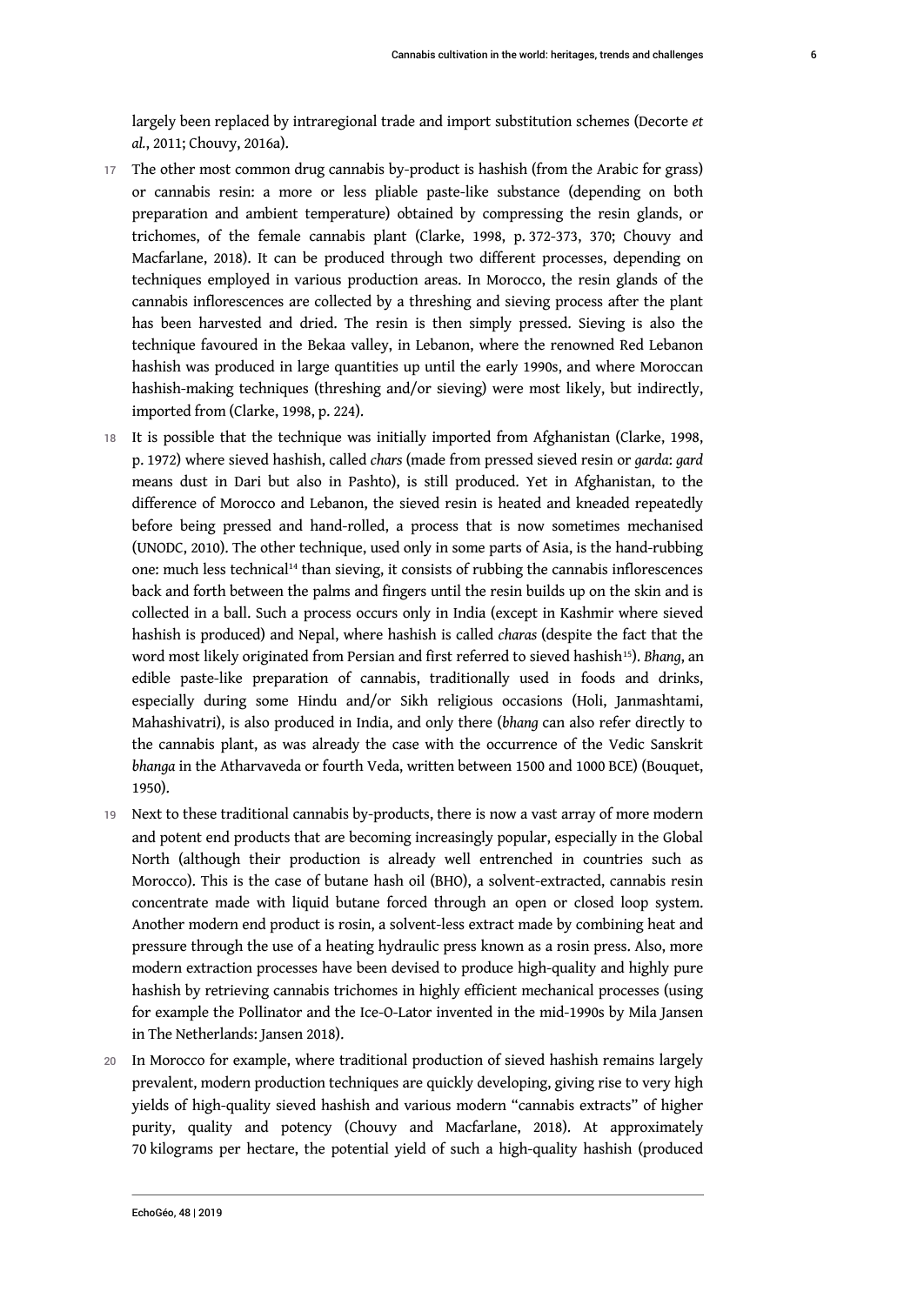largely been replaced by intraregional trade and import substitution schemes (Decorte *et al.*, 2011; Chouvy, 2016a).

17 The other most common drug cannabis by-product is hashish (from the Arabic for grass) or cannabis resin: a more or less pliable paste-like substance (depending on both preparation and ambient temperature) obtained by compressing the resin glands, or trichomes, of the female cannabis plant (Clarke, 1998, p. 372-373, 370; Chouvy and Macfarlane, 2018). It can be produced through two different processes, depending on techniques employed in various production areas. In Morocco, the resin glands of the cannabis inflorescences are collected by a threshing and sieving process after the plant has been harvested and dried. The resin is then simply pressed. Sieving is also the technique favoured in the Bekaa valley, in Lebanon, where the renowned Red Lebanon hashish was produced in large quantities up until the early 1990s, and where Moroccan hashish-making techniques (threshing and/or sieving) were most likely, but indirectly, imported from (Clarke, 1998, p. 224).

18 It is possible that the technique was initially imported from Afghanistan (Clarke, 1998, p. 1972) where sieved hashish, called *chars* (made from pressed sieved resin or *garda*: *gard* means dust in Dari but also in Pashto), is still produced. Yet in Afghanistan, to the difference of Morocco and Lebanon, the sieved resin is heated and kneaded repeatedly before being pressed and hand-rolled, a process that is now sometimes mechanised (UNODC, 2010). The other technique, used only in some parts of Asia, is the hand-rubbing one: much less technical[14] than sieving, it consists of rubbing the cannabis inflorescences back and forth between the palms and fingers until the resin builds up on the skin and is collected in a ball. Such a process occurs only in India (except in Kashmir where sieved hashish is produced) and Nepal, where hashish is called *charas* (despite the fact that the word most likely originated from Persian and first referred to sieved hashish[15]). *Bhang*, an edible paste-like preparation of cannabis, traditionally used in foods and drinks, especially during some Hindu and/or Sikh religious occasions (Holi, Janmashtami, Mahashivatri), is also produced in India, and only there (*bhang* can also refer directly to the cannabis plant, as was already the case with the occurrence of the Vedic Sanskrit *bhanga* in the Atharvaveda or fourth Veda, written between 1500 and 1000 BCE) (Bouquet, 1950).

19 Next to these traditional cannabis by-products, there is now a vast array of more modern and potent end products that are becoming increasingly popular, especially in the Global North (although their production is already well entrenched in countries such as Morocco). This is the case of butane hash oil (BHO), a solvent-extracted, cannabis resin concentrate made with liquid butane forced through an open or closed loop system. Another modern end product is rosin, a solvent-less extract made by combining heat and pressure through the use of a heating hydraulic press known as a rosin press. Also, more modern extraction processes have been devised to produce high-quality and highly pure hashish by retrieving cannabis trichomes in highly efficient mechanical processes (using for example the Pollinator and the Ice-O-Lator invented in the mid-1990s by Mila Jansen in The Netherlands: Jansen 2018).

20 In Morocco for example, where traditional production of sieved hashish remains largely prevalent, modern production techniques are quickly developing, giving rise to very high yields of high-quality sieved hashish and various modern "cannabis extracts" of higher purity, quality and potency (Chouvy and Macfarlane, 2018). At approximately 70 kilograms per hectare, the potential yield of such a high-quality hashish (produced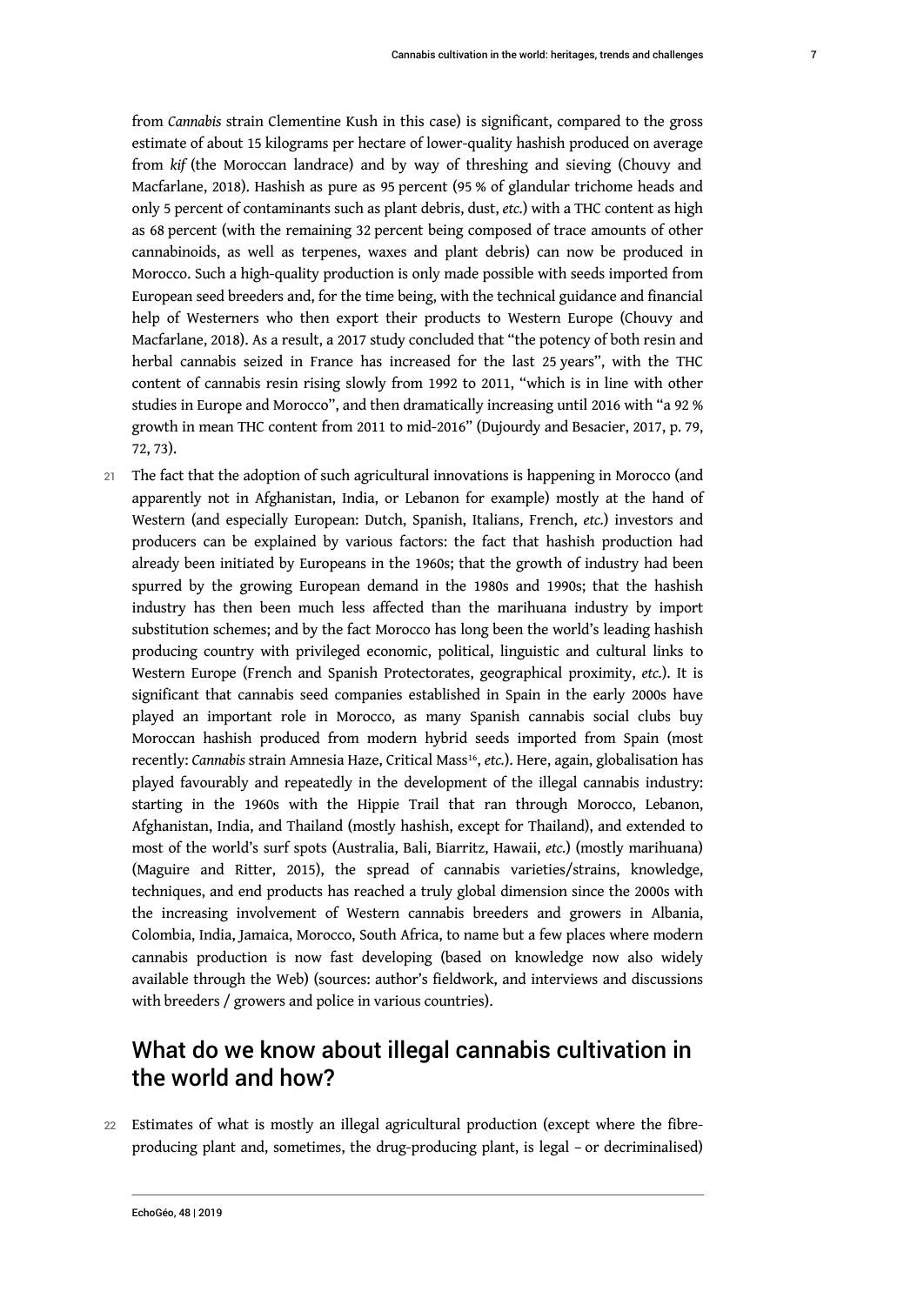from *Cannabis* strain Clementine Kush in this case) is significant, compared to the gross estimate of about 15 kilograms per hectare of lower-quality hashish produced on average from *kif* (the Moroccan landrace) and by way of threshing and sieving (Chouvy and Macfarlane, 2018). Hashish as pure as 95 percent (95 % of glandular trichome heads and only 5 percent of contaminants such as plant debris, dust, *etc.*) with a THC content as high as 68 percent (with the remaining 32 percent being composed of trace amounts of other cannabinoids, as well as terpenes, waxes and plant debris) can now be produced in Morocco. Such a high-quality production is only made possible with seeds imported from European seed breeders and, for the time being, with the technical guidance and financial help of Westerners who then export their products to Western Europe (Chouvy and Macfarlane, 2018). As a result, a 2017 study concluded that "the potency of both resin and herbal cannabis seized in France has increased for the last 25 years", with the THC content of cannabis resin rising slowly from 1992 to 2011, "which is in line with other studies in Europe and Morocco", and then dramatically increasing until 2016 with "a 92 % growth in mean THC content from 2011 to mid-2016" (Dujourdy and Besacier, 2017, p. 79, 72, 73).

21 The fact that the adoption of such agricultural innovations is happening in Morocco (and apparently not in Afghanistan, India, or Lebanon for example) mostly at the hand of Western (and especially European: Dutch, Spanish, Italians, French, *etc.*) investors and producers can be explained by various factors: the fact that hashish production had already been initiated by Europeans in the 1960s; that the growth of industry had been spurred by the growing European demand in the 1980s and 1990s; that the hashish industry has then been much less affected than the marihuana industry by import substitution schemes; and by the fact Morocco has long been the world's leading hashish producing country with privileged economic, political, linguistic and cultural links to Western Europe (French and Spanish Protectorates, geographical proximity, *etc.*). It is significant that cannabis seed companies established in Spain in the early 2000s have played an important role in Morocco, as many Spanish cannabis social clubs buy Moroccan hashish produced from modern hybrid seeds imported from Spain (most recently: *Cannabis* strain Amnesia Haze, Critical Mass[16], *etc.*). Here, again, globalisation has played favourably and repeatedly in the development of the illegal cannabis industry: starting in the 1960s with the Hippie Trail that ran through Morocco, Lebanon, Afghanistan, India, and Thailand (mostly hashish, except for Thailand), and extended to most of the world's surf spots (Australia, Bali, Biarritz, Hawaii, *etc.*) (mostly marihuana) (Maguire and Ritter, 2015), the spread of cannabis varieties/strains, knowledge, techniques, and end products has reached a truly global dimension since the 2000s with the increasing involvement of Western cannabis breeders and growers in Albania, Colombia, India, Jamaica, Morocco, South Africa, to name but a few places where modern cannabis production is now fast developing (based on knowledge now also widely available through the Web) (sources: author's fieldwork, and interviews and discussions with breeders / growers and police in various countries).

## What do we know about illegal cannabis cultivation in the world and how?

22 Estimates of what is mostly an illegal agricultural production (except where the fibre-producing plant and, sometimes, the drug-producing plant, is legal – or decriminalised)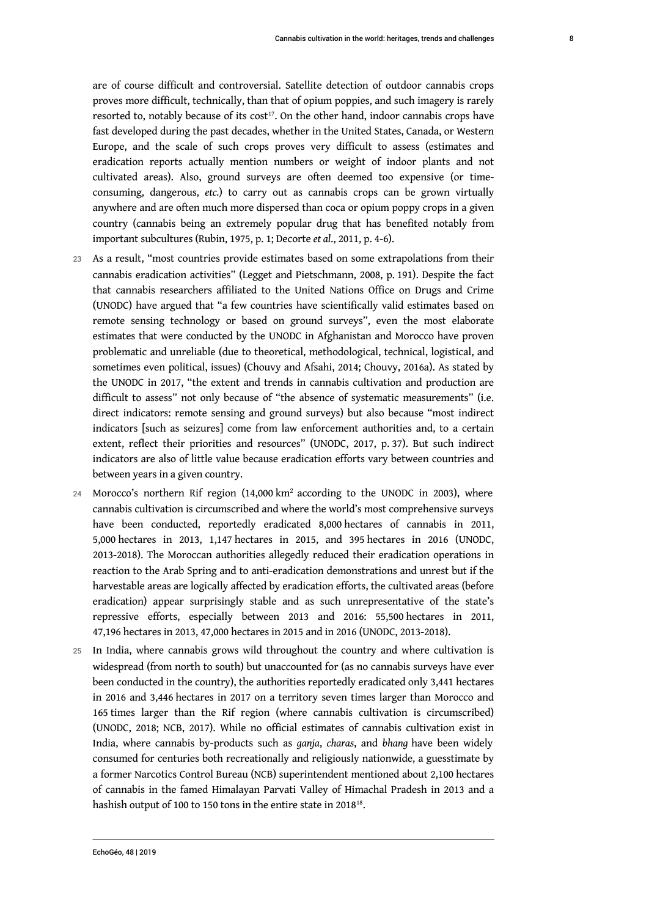are of course difficult and controversial. Satellite detection of outdoor cannabis crops proves more difficult, technically, than that of opium poppies, and such imagery is rarely resorted to, notably because of its cost[17]. On the other hand, indoor cannabis crops have fast developed during the past decades, whether in the United States, Canada, or Western Europe, and the scale of such crops proves very difficult to assess (estimates and eradication reports actually mention numbers or weight of indoor plants and not cultivated areas). Also, ground surveys are often deemed too expensive (or time-consuming, dangerous, *etc.*) to carry out as cannabis crops can be grown virtually anywhere and are often much more dispersed than coca or opium poppy crops in a given country (cannabis being an extremely popular drug that has benefited notably from important subcultures (Rubin, 1975, p. 1; Decorte *et al*., 2011, p. 4-6).

23 As a result, "most countries provide estimates based on some extrapolations from their cannabis eradication activities" (Legget and Pietschmann, 2008, p. 191). Despite the fact that cannabis researchers affiliated to the United Nations Office on Drugs and Crime (UNODC) have argued that "a few countries have scientifically valid estimates based on remote sensing technology or based on ground surveys", even the most elaborate estimates that were conducted by the UNODC in Afghanistan and Morocco have proven problematic and unreliable (due to theoretical, methodological, technical, logistical, and sometimes even political, issues) (Chouvy and Afsahi, 2014; Chouvy, 2016a). As stated by the UNODC in 2017, "the extent and trends in cannabis cultivation and production are difficult to assess" not only because of "the absence of systematic measurements" (i.e. direct indicators: remote sensing and ground surveys) but also because "most indirect indicators [such as seizures] come from law enforcement authorities and, to a certain extent, reflect their priorities and resources" (UNODC, 2017, p. 37). But such indirect indicators are also of little value because eradication efforts vary between countries and between years in a given country.

24 Morocco's northern Rif region (14,000 km$^2$ according to the UNODC in 2003), where cannabis cultivation is circumscribed and where the world's most comprehensive surveys have been conducted, reportedly eradicated 8,000 hectares of cannabis in 2011, 5,000 hectares in 2013, 1,147 hectares in 2015, and 395 hectares in 2016 (UNODC, 2013-2018). The Moroccan authorities allegedly reduced their eradication operations in reaction to the Arab Spring and to anti-eradication demonstrations and unrest but if the harvestable areas are logically affected by eradication efforts, the cultivated areas (before eradication) appear surprisingly stable and as such unrepresentative of the state's repressive efforts, especially between 2013 and 2016: 55,500 hectares in 2011, 47,196 hectares in 2013, 47,000 hectares in 2015 and in 2016 (UNODC, 2013-2018).

25 In India, where cannabis grows wild throughout the country and where cultivation is widespread (from north to south) but unaccounted for (as no cannabis surveys have ever been conducted in the country), the authorities reportedly eradicated only 3,441 hectares in 2016 and 3,446 hectares in 2017 on a territory seven times larger than Morocco and 165 times larger than the Rif region (where cannabis cultivation is circumscribed) (UNODC, 2018; NCB, 2017). While no official estimates of cannabis cultivation exist in India, where cannabis by-products such as *ganja*, *charas*, and *bhang* have been widely consumed for centuries both recreationally and religiously nationwide, a guesstimate by a former Narcotics Control Bureau (NCB) superintendent mentioned about 2,100 hectares of cannabis in the famed Himalayan Parvati Valley of Himachal Pradesh in 2013 and a hashish output of 100 to 150 tons in the entire state in 2018[18].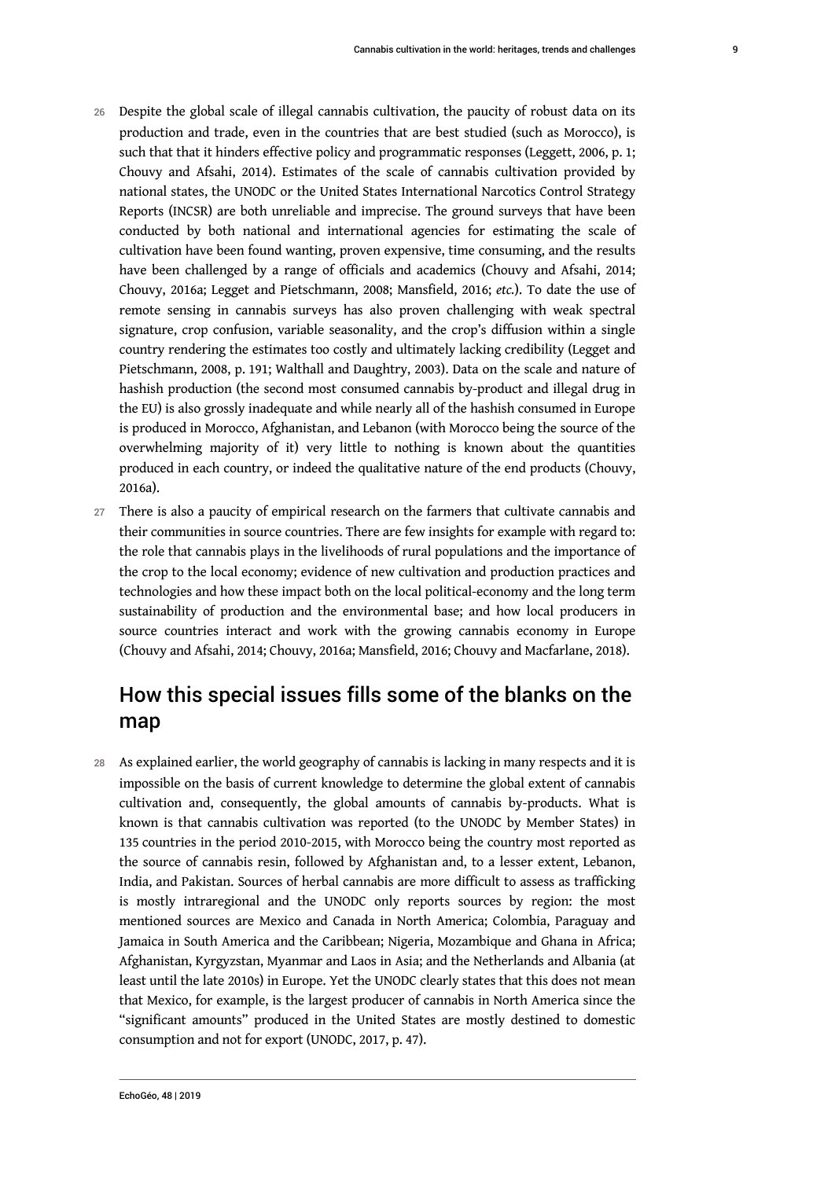26 Despite the global scale of illegal cannabis cultivation, the paucity of robust data on its production and trade, even in the countries that are best studied (such as Morocco), is such that that it hinders effective policy and programmatic responses (Leggett, 2006, p. 1; Chouvy and Afsahi, 2014). Estimates of the scale of cannabis cultivation provided by national states, the UNODC or the United States International Narcotics Control Strategy Reports (INCSR) are both unreliable and imprecise. The ground surveys that have been conducted by both national and international agencies for estimating the scale of cultivation have been found wanting, proven expensive, time consuming, and the results have been challenged by a range of officials and academics (Chouvy and Afsahi, 2014; Chouvy, 2016a; Legget and Pietschmann, 2008; Mansfield, 2016; *etc.*). To date the use of remote sensing in cannabis surveys has also proven challenging with weak spectral signature, crop confusion, variable seasonality, and the crop's diffusion within a single country rendering the estimates too costly and ultimately lacking credibility (Legget and Pietschmann, 2008, p. 191; Walthall and Daughtry, 2003). Data on the scale and nature of hashish production (the second most consumed cannabis by-product and illegal drug in the EU) is also grossly inadequate and while nearly all of the hashish consumed in Europe is produced in Morocco, Afghanistan, and Lebanon (with Morocco being the source of the overwhelming majority of it) very little to nothing is known about the quantities produced in each country, or indeed the qualitative nature of the end products (Chouvy, 2016a).

27 There is also a paucity of empirical research on the farmers that cultivate cannabis and their communities in source countries. There are few insights for example with regard to: the role that cannabis plays in the livelihoods of rural populations and the importance of the crop to the local economy; evidence of new cultivation and production practices and technologies and how these impact both on the local political-economy and the long term sustainability of production and the environmental base; and how local producers in source countries interact and work with the growing cannabis economy in Europe (Chouvy and Afsahi, 2014; Chouvy, 2016a; Mansfield, 2016; Chouvy and Macfarlane, 2018).

## How this special issues fills some of the blanks on the map

28 As explained earlier, the world geography of cannabis is lacking in many respects and it is impossible on the basis of current knowledge to determine the global extent of cannabis cultivation and, consequently, the global amounts of cannabis by-products. What is known is that cannabis cultivation was reported (to the UNODC by Member States) in 135 countries in the period 2010-2015, with Morocco being the country most reported as the source of cannabis resin, followed by Afghanistan and, to a lesser extent, Lebanon, India, and Pakistan. Sources of herbal cannabis are more difficult to assess as trafficking is mostly intraregional and the UNODC only reports sources by region: the most mentioned sources are Mexico and Canada in North America; Colombia, Paraguay and Jamaica in South America and the Caribbean; Nigeria, Mozambique and Ghana in Africa; Afghanistan, Kyrgyzstan, Myanmar and Laos in Asia; and the Netherlands and Albania (at least until the late 2010s) in Europe. Yet the UNODC clearly states that this does not mean that Mexico, for example, is the largest producer of cannabis in North America since the "significant amounts" produced in the United States are mostly destined to domestic consumption and not for export (UNODC, 2017, p. 47).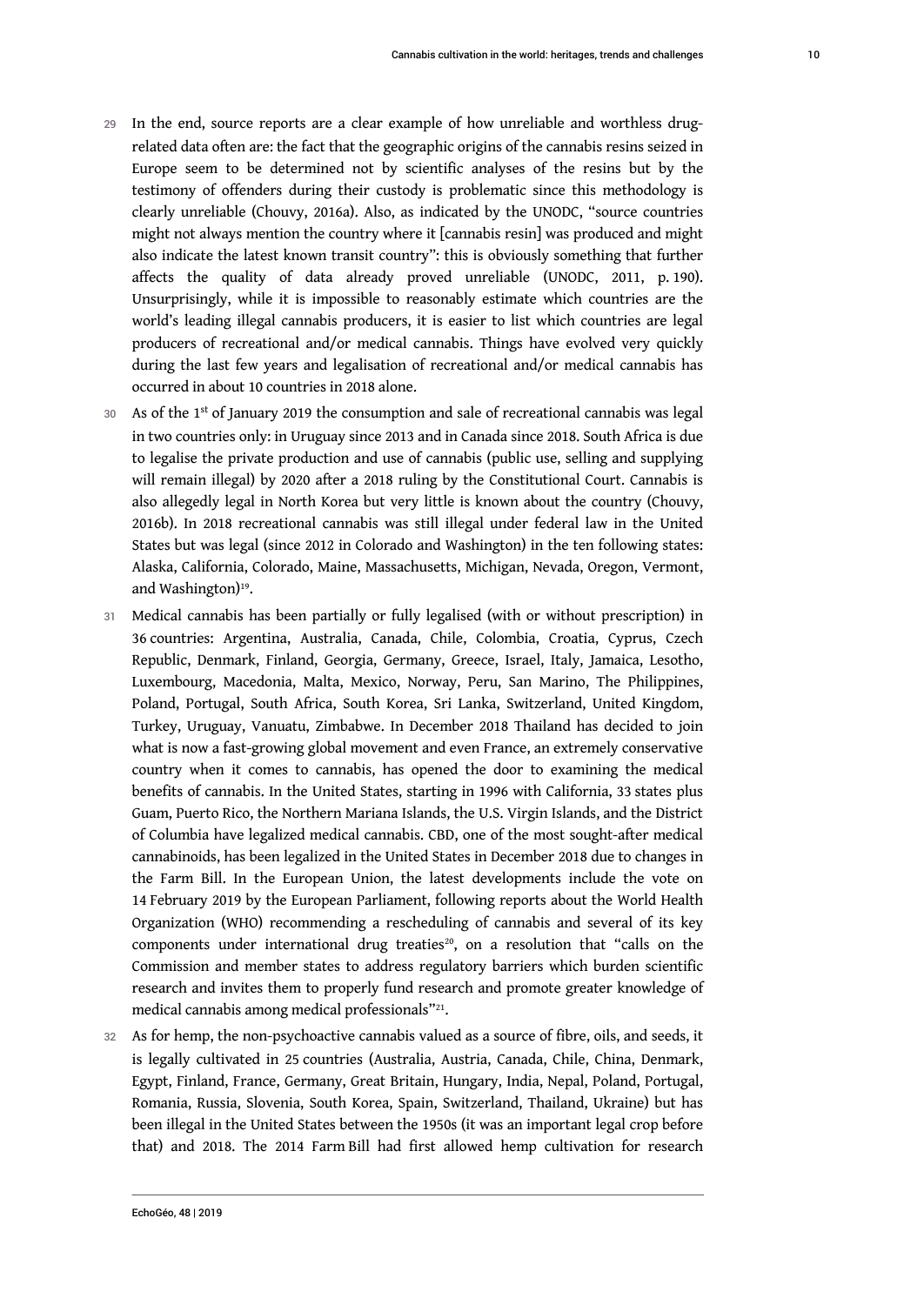29 In the end, source reports are a clear example of how unreliable and worthless drug-related data often are: the fact that the geographic origins of the cannabis resins seized in Europe seem to be determined not by scientific analyses of the resins but by the testimony of offenders during their custody is problematic since this methodology is clearly unreliable (Chouvy, 2016a). Also, as indicated by the UNODC, "source countries might not always mention the country where it [cannabis resin] was produced and might also indicate the latest known transit country": this is obviously something that further affects the quality of data already proved unreliable (UNODC, 2011, p. 190). Unsurprisingly, while it is impossible to reasonably estimate which countries are the world's leading illegal cannabis producers, it is easier to list which countries are legal producers of recreational and/or medical cannabis. Things have evolved very quickly during the last few years and legalisation of recreational and/or medical cannabis has occurred in about 10 countries in 2018 alone.

30 As of the 1st of January 2019 the consumption and sale of recreational cannabis was legal in two countries only: in Uruguay since 2013 and in Canada since 2018. South Africa is due to legalise the private production and use of cannabis (public use, selling and supplying will remain illegal) by 2020 after a 2018 ruling by the Constitutional Court. Cannabis is also allegedly legal in North Korea but very little is known about the country (Chouvy, 2016b). In 2018 recreational cannabis was still illegal under federal law in the United States but was legal (since 2012 in Colorado and Washington) in the ten following states: Alaska, California, Colorado, Maine, Massachusetts, Michigan, Nevada, Oregon, Vermont, and Washington)[19].

31 Medical cannabis has been partially or fully legalised (with or without prescription) in 36 countries: Argentina, Australia, Canada, Chile, Colombia, Croatia, Cyprus, Czech Republic, Denmark, Finland, Georgia, Germany, Greece, Israel, Italy, Jamaica, Lesotho, Luxembourg, Macedonia, Malta, Mexico, Norway, Peru, San Marino, The Philippines, Poland, Portugal, South Africa, South Korea, Sri Lanka, Switzerland, United Kingdom, Turkey, Uruguay, Vanuatu, Zimbabwe. In December 2018 Thailand has decided to join what is now a fast-growing global movement and even France, an extremely conservative country when it comes to cannabis, has opened the door to examining the medical benefits of cannabis. In the United States, starting in 1996 with California, 33 states plus Guam, Puerto Rico, the Northern Mariana Islands, the U.S. Virgin Islands, and the District of Columbia have legalized medical cannabis. CBD, one of the most sought-after medical cannabinoids, has been legalized in the United States in December 2018 due to changes in the Farm Bill. In the European Union, the latest developments include the vote on 14 February 2019 by the European Parliament, following reports about the World Health Organization (WHO) recommending a rescheduling of cannabis and several of its key components under international drug treaties[20], on a resolution that "calls on the Commission and member states to address regulatory barriers which burden scientific research and invites them to properly fund research and promote greater knowledge of medical cannabis among medical professionals"[21].

32 As for hemp, the non-psychoactive cannabis valued as a source of fibre, oils, and seeds, it is legally cultivated in 25 countries (Australia, Austria, Canada, Chile, China, Denmark, Egypt, Finland, France, Germany, Great Britain, Hungary, India, Nepal, Poland, Portugal, Romania, Russia, Slovenia, South Korea, Spain, Switzerland, Thailand, Ukraine) but has been illegal in the United States between the 1950s (it was an important legal crop before that) and 2018. The 2014 Farm Bill had first allowed hemp cultivation for research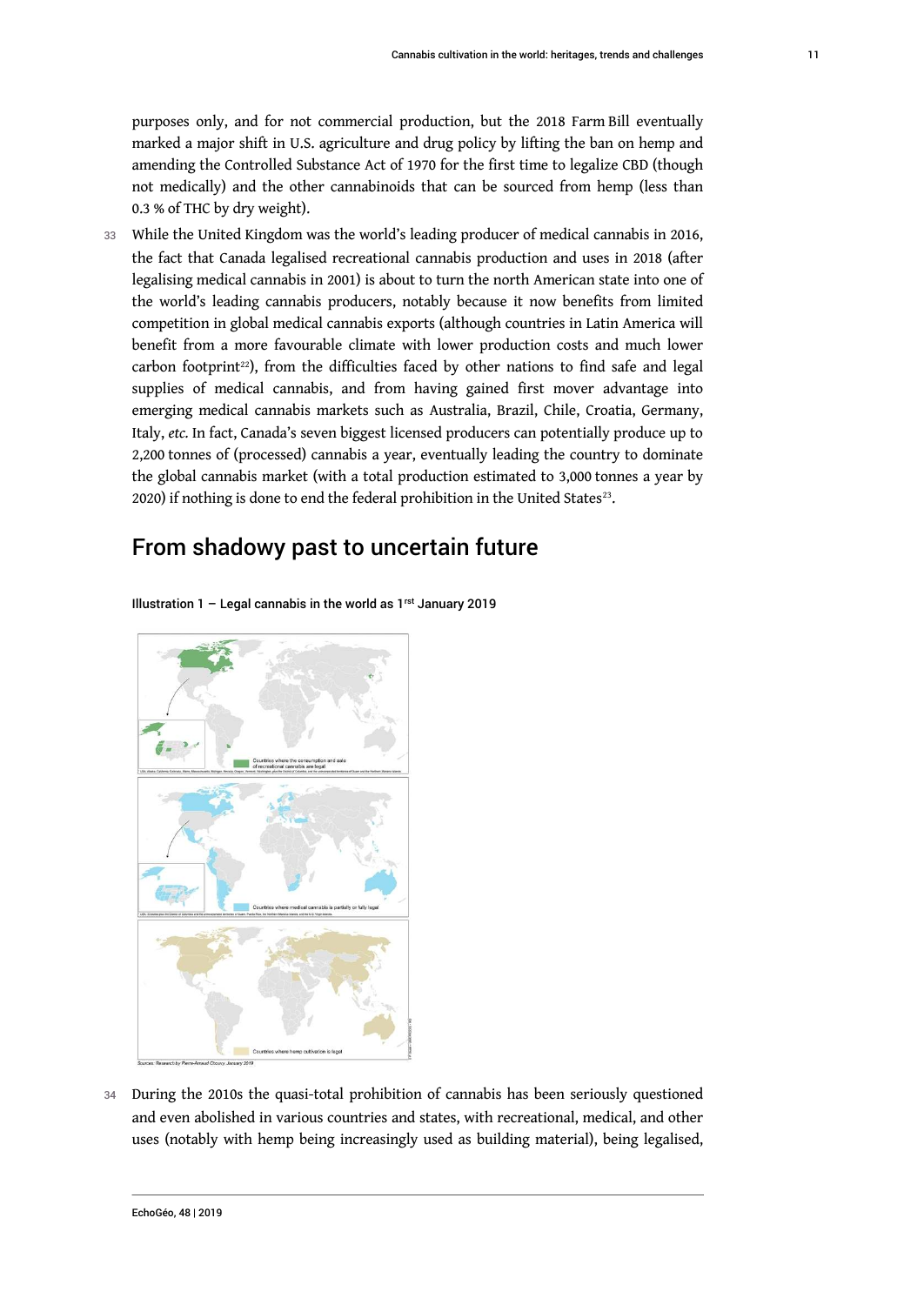purposes only, and for not commercial production, but the 2018 Farm Bill eventually marked a major shift in U.S. agriculture and drug policy by lifting the ban on hemp and amending the Controlled Substance Act of 1970 for the first time to legalize CBD (though not medically) and the other cannabinoids that can be sourced from hemp (less than 0.3 % of THC by dry weight).

33 While the United Kingdom was the world's leading producer of medical cannabis in 2016, the fact that Canada legalised recreational cannabis production and uses in 2018 (after legalising medical cannabis in 2001) is about to turn the north American state into one of the world's leading cannabis producers, notably because it now benefits from limited competition in global medical cannabis exports (although countries in Latin America will benefit from a more favourable climate with lower production costs and much lower carbon footprint[22]), from the difficulties faced by other nations to find safe and legal supplies of medical cannabis, and from having gained first mover advantage into emerging medical cannabis markets such as Australia, Brazil, Chile, Croatia, Germany, Italy, *etc.* In fact, Canada's seven biggest licensed producers can potentially produce up to 2,200 tonnes of (processed) cannabis a year, eventually leading the country to dominate the global cannabis market (with a total production estimated to 3,000 tonnes a year by 2020) if nothing is done to end the federal prohibition in the United States[23].

## From shadowy past to uncertain future

Illustration 1 – Legal cannabis in the world as 1rst January 2019

Countries where the consumption and sale of recreational cannabis are legal

Countries where medical cannabis is partially or fully legal

Countries where hemp cultivation is legal

Sources: Research by Pierre-Arnaud Chouvy, January 2019

34 During the 2010s the quasi-total prohibition of cannabis has been seriously questioned and even abolished in various countries and states, with recreational, medical, and other uses (notably with hemp being increasingly used as building material), being legalised,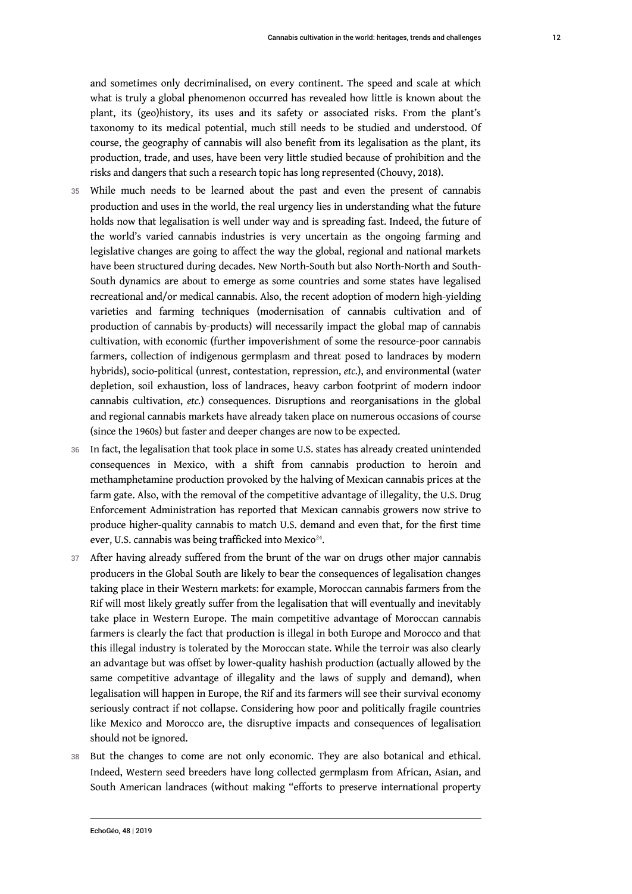and sometimes only decriminalised, on every continent. The speed and scale at which what is truly a global phenomenon occurred has revealed how little is known about the plant, its (geo)history, its uses and its safety or associated risks. From the plant's taxonomy to its medical potential, much still needs to be studied and understood. Of course, the geography of cannabis will also benefit from its legalisation as the plant, its production, trade, and uses, have been very little studied because of prohibition and the risks and dangers that such a research topic has long represented (Chouvy, 2018).

35 While much needs to be learned about the past and even the present of cannabis production and uses in the world, the real urgency lies in understanding what the future holds now that legalisation is well under way and is spreading fast. Indeed, the future of the world's varied cannabis industries is very uncertain as the ongoing farming and legislative changes are going to affect the way the global, regional and national markets have been structured during decades. New North-South but also North-North and South-South dynamics are about to emerge as some countries and some states have legalised recreational and/or medical cannabis. Also, the recent adoption of modern high-yielding varieties and farming techniques (modernisation of cannabis cultivation and of production of cannabis by-products) will necessarily impact the global map of cannabis cultivation, with economic (further impoverishment of some the resource-poor cannabis farmers, collection of indigenous germplasm and threat posed to landraces by modern hybrids), socio-political (unrest, contestation, repression, *etc.*), and environmental (water depletion, soil exhaustion, loss of landraces, heavy carbon footprint of modern indoor cannabis cultivation, *etc.*) consequences. Disruptions and reorganisations in the global and regional cannabis markets have already taken place on numerous occasions of course (since the 1960s) but faster and deeper changes are now to be expected.

36 In fact, the legalisation that took place in some U.S. states has already created unintended consequences in Mexico, with a shift from cannabis production to heroin and methamphetamine production provoked by the halving of Mexican cannabis prices at the farm gate. Also, with the removal of the competitive advantage of illegality, the U.S. Drug Enforcement Administration has reported that Mexican cannabis growers now strive to produce higher-quality cannabis to match U.S. demand and even that, for the first time ever, U.S. cannabis was being trafficked into Mexico[24].

37 After having already suffered from the brunt of the war on drugs other major cannabis producers in the Global South are likely to bear the consequences of legalisation changes taking place in their Western markets: for example, Moroccan cannabis farmers from the Rif will most likely greatly suffer from the legalisation that will eventually and inevitably take place in Western Europe. The main competitive advantage of Moroccan cannabis farmers is clearly the fact that production is illegal in both Europe and Morocco and that this illegal industry is tolerated by the Moroccan state. While the terroir was also clearly an advantage but was offset by lower-quality hashish production (actually allowed by the same competitive advantage of illegality and the laws of supply and demand), when legalisation will happen in Europe, the Rif and its farmers will see their survival economy seriously contract if not collapse. Considering how poor and politically fragile countries like Mexico and Morocco are, the disruptive impacts and consequences of legalisation should not be ignored.

38 But the changes to come are not only economic. They are also botanical and ethical. Indeed, Western seed breeders have long collected germplasm from African, Asian, and South American landraces (without making "efforts to preserve international property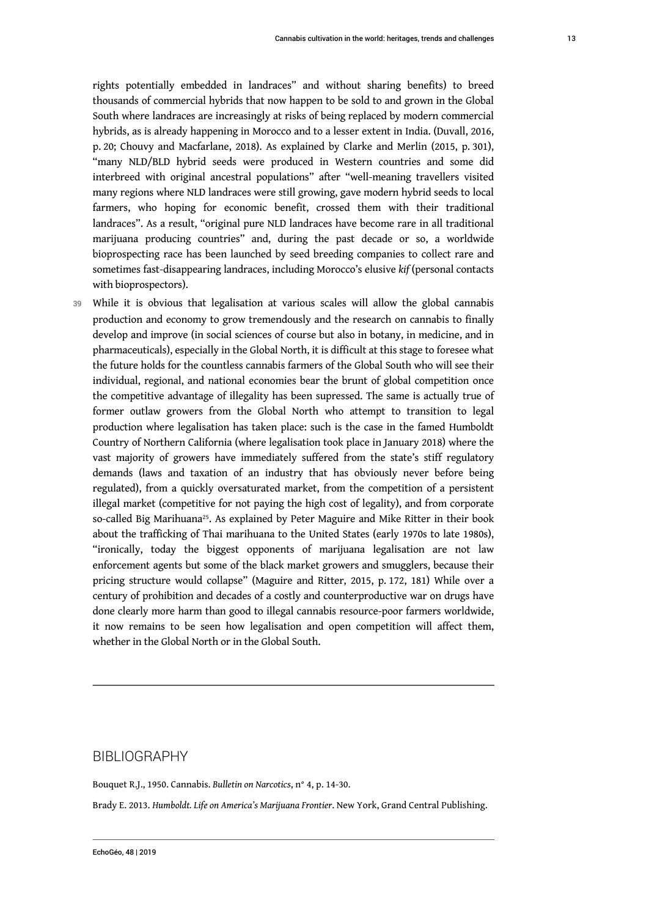rights potentially embedded in landraces" and without sharing benefits) to breed thousands of commercial hybrids that now happen to be sold to and grown in the Global South where landraces are increasingly at risks of being replaced by modern commercial hybrids, as is already happening in Morocco and to a lesser extent in India. (Duvall, 2016, p. 20; Chouvy and Macfarlane, 2018). As explained by Clarke and Merlin (2015, p. 301), "many NLD/BLD hybrid seeds were produced in Western countries and some did interbreed with original ancestral populations" after "well-meaning travellers visited many regions where NLD landraces were still growing, gave modern hybrid seeds to local farmers, who hoping for economic benefit, crossed them with their traditional landraces". As a result, "original pure NLD landraces have become rare in all traditional marijuana producing countries" and, during the past decade or so, a worldwide bioprospecting race has been launched by seed breeding companies to collect rare and sometimes fast-disappearing landraces, including Morocco's elusive *kif* (personal contacts with bioprospectors).

39 While it is obvious that legalisation at various scales will allow the global cannabis production and economy to grow tremendously and the research on cannabis to finally develop and improve (in social sciences of course but also in botany, in medicine, and in pharmaceuticals), especially in the Global North, it is difficult at this stage to foresee what the future holds for the countless cannabis farmers of the Global South who will see their individual, regional, and national economies bear the brunt of global competition once the competitive advantage of illegality has been supressed. The same is actually true of former outlaw growers from the Global North who attempt to transition to legal production where legalisation has taken place: such is the case in the famed Humboldt Country of Northern California (where legalisation took place in January 2018) where the vast majority of growers have immediately suffered from the state's stiff regulatory demands (laws and taxation of an industry that has obviously never before being regulated), from a quickly oversaturated market, from the competition of a persistent illegal market (competitive for not paying the high cost of legality), and from corporate so-called Big Marihuana[25]. As explained by Peter Maguire and Mike Ritter in their book about the trafficking of Thai marihuana to the United States (early 1970s to late 1980s), "ironically, today the biggest opponents of marijuana legalisation are not law enforcement agents but some of the black market growers and smugglers, because their pricing structure would collapse" (Maguire and Ritter, 2015, p. 172, 181) While over a century of prohibition and decades of a costly and counterproductive war on drugs have done clearly more harm than good to illegal cannabis resource-poor farmers worldwide, it now remains to be seen how legalisation and open competition will affect them, whether in the Global North or in the Global South.

## BIBLIOGRAPHY

Bouquet R.J., 1950. Cannabis. *Bulletin on Narcotics*, n° 4, p. 14-30.

Brady E. 2013. *Humboldt. Life on America's Marijuana Frontier*. New York, Grand Central Publishing.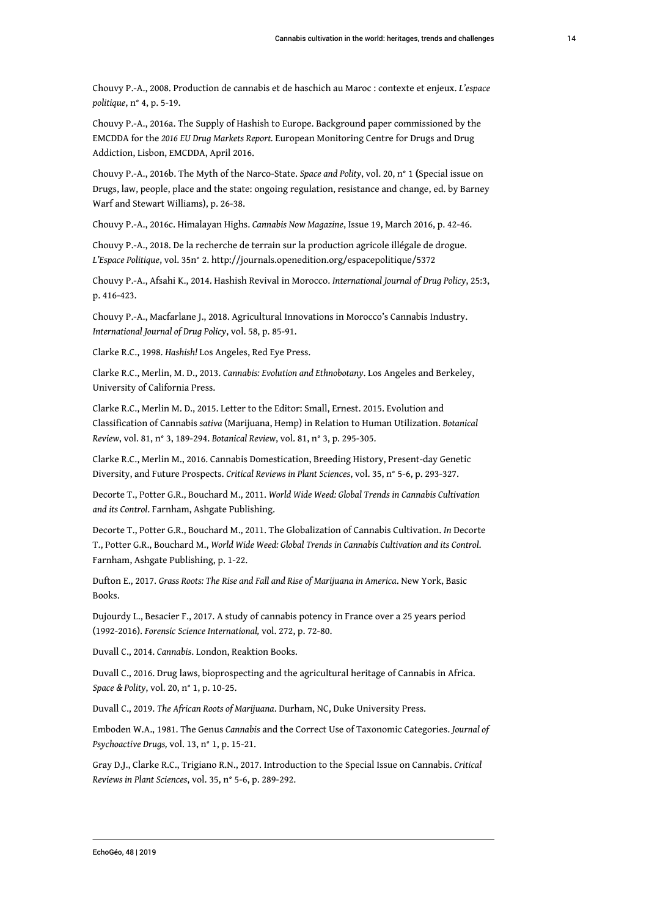Chouvy P.-A., 2008. Production de cannabis et de haschich au Maroc : contexte et enjeux. *L'espace politique*, n° 4, p. 5-19.

Chouvy P.-A., 2016a. The Supply of Hashish to Europe. Background paper commissioned by the EMCDDA for the *2016 EU Drug Markets Report*. European Monitoring Centre for Drugs and Drug Addiction, Lisbon, EMCDDA, April 2016.

Chouvy P.-A., 2016b. The Myth of the Narco-State. *Space and Polity*, vol. 20, n° 1 (Special issue on Drugs, law, people, place and the state: ongoing regulation, resistance and change, ed. by Barney Warf and Stewart Williams), p. 26-38.

Chouvy P.-A., 2016c. Himalayan Highs. *Cannabis Now Magazine*, Issue 19, March 2016, p. 42-46.

Chouvy P.-A., 2018. De la recherche de terrain sur la production agricole illégale de drogue. *L'Espace Politique*, vol. 35n° 2. http://journals.openedition.org/espacepolitique/5372

Chouvy P.-A., Afsahi K., 2014. Hashish Revival in Morocco. *International Journal of Drug Policy*, 25:3, p. 416-423.

Chouvy P.-A., Macfarlane J., 2018. Agricultural Innovations in Morocco's Cannabis Industry. *International Journal of Drug Policy*, vol. 58, p. 85-91.

Clarke R.C., 1998. *Hashish!* Los Angeles, Red Eye Press.

Clarke R.C., Merlin, M. D., 2013. *Cannabis: Evolution and Ethnobotany*. Los Angeles and Berkeley, University of California Press.

Clarke R.C., Merlin M. D., 2015. Letter to the Editor: Small, Ernest. 2015. Evolution and Classification of Cannabis *sativa* (Marijuana, Hemp) in Relation to Human Utilization. *Botanical Review*, vol. 81, n° 3, 189-294. *Botanical Review*, vol. 81, n° 3, p. 295-305.

Clarke R.C., Merlin M., 2016. Cannabis Domestication, Breeding History, Present-day Genetic Diversity, and Future Prospects. *Critical Reviews in Plant Sciences*, vol. 35, n° 5-6, p. 293-327.

Decorte T., Potter G.R., Bouchard M., 2011. *World Wide Weed: Global Trends in Cannabis Cultivation and its Control*. Farnham, Ashgate Publishing.

Decorte T., Potter G.R., Bouchard M., 2011. The Globalization of Cannabis Cultivation. *In* Decorte T., Potter G.R., Bouchard M., *World Wide Weed: Global Trends in Cannabis Cultivation and its Control*. Farnham, Ashgate Publishing, p. 1-22.

Dufton E., 2017. *Grass Roots: The Rise and Fall and Rise of Marijuana in America*. New York, Basic Books.

Dujourdy L., Besacier F., 2017. A study of cannabis potency in France over a 25 years period (1992-2016). *Forensic Science International,* vol. 272, p. 72-80.

Duvall C., 2014. *Cannabis*. London, Reaktion Books.

Duvall C., 2016. Drug laws, bioprospecting and the agricultural heritage of Cannabis in Africa. *Space & Polity*, vol. 20, n° 1, p. 10-25.

Duvall C., 2019. *The African Roots of Marijuana*. Durham, NC, Duke University Press.

Emboden W.A., 1981. The Genus *Cannabis* and the Correct Use of Taxonomic Categories. *Journal of Psychoactive Drugs,* vol. 13, n° 1, p. 15-21.

Gray D.J., Clarke R.C., Trigiano R.N., 2017. Introduction to the Special Issue on Cannabis. *Critical Reviews in Plant Sciences*, vol. 35, n° 5-6, p. 289-292.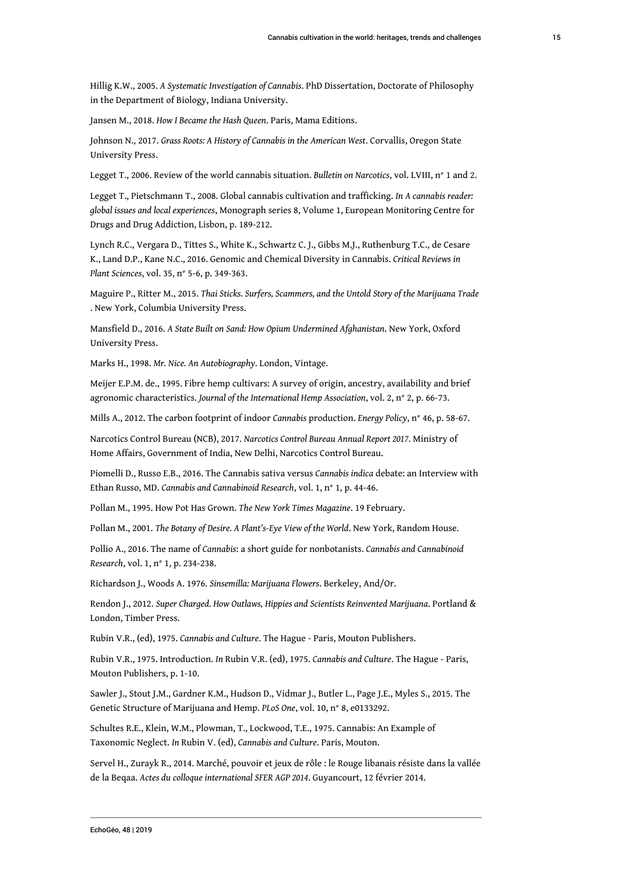Hillig K.W., 2005. *A Systematic Investigation of Cannabis*. PhD Dissertation, Doctorate of Philosophy in the Department of Biology, Indiana University.

Jansen M., 2018. *How I Became the Hash Queen*. Paris, Mama Editions.

Johnson N., 2017. *Grass Roots: A History of Cannabis in the American West*. Corvallis, Oregon State University Press.

Legget T., 2006. Review of the world cannabis situation. *Bulletin on Narcotics*, vol. LVIII, n° 1 and 2.

Legget T., Pietschmann T., 2008. Global cannabis cultivation and trafficking. *In A cannabis reader: global issues and local experiences*, Monograph series 8, Volume 1, European Monitoring Centre for Drugs and Drug Addiction, Lisbon, p. 189-212.

Lynch R.C., Vergara D., Tittes S., White K., Schwartz C. J., Gibbs M.J., Ruthenburg T.C., de Cesare K., Land D.P., Kane N.C., 2016. Genomic and Chemical Diversity in Cannabis. *Critical Reviews in Plant Sciences*, vol. 35, n° 5-6, p. 349-363.

Maguire P., Ritter M., 2015. *Thai Sticks. Surfers, Scammers, and the Untold Story of the Marijuana Trade* . New York, Columbia University Press.

Mansfield D., 2016. *A State Built on Sand: How Opium Undermined Afghanistan*. New York, Oxford University Press.

Marks H., 1998. *Mr. Nice. An Autobiography*. London, Vintage.

Meijer E.P.M. de., 1995. Fibre hemp cultivars: A survey of origin, ancestry, availability and brief agronomic characteristics. *Journal of the International Hemp Association*, vol. 2, n° 2, p. 66-73.

Mills A., 2012. The carbon footprint of indoor *Cannabis* production. *Energy Policy*, n° 46, p. 58-67.

Narcotics Control Bureau (NCB), 2017. *Narcotics Control Bureau Annual Report 2017*. Ministry of Home Affairs, Government of India, New Delhi, Narcotics Control Bureau.

Piomelli D., Russo E.B., 2016. The Cannabis sativa versus *Cannabis indica* debate: an Interview with Ethan Russo, MD. *Cannabis and Cannabinoid Research*, vol. 1, n° 1, p. 44-46.

Pollan M., 1995. How Pot Has Grown. *The New York Times Magazine*. 19 February.

Pollan M., 2001. *The Botany of Desire. A Plant's-Eye View of the World*. New York, Random House.

Pollio A., 2016. The name of *Cannabis*: a short guide for nonbotanists. *Cannabis and Cannabinoid Research*, vol. 1, n° 1, p. 234-238.

Richardson J., Woods A. 1976. *Sinsemilla: Marijuana Flowers*. Berkeley, And/Or.

Rendon J., 2012. *Super Charged. How Outlaws, Hippies and Scientists Reinvented Marijuana*. Portland & London, Timber Press.

Rubin V.R., (ed), 1975. *Cannabis and Culture*. The Hague - Paris, Mouton Publishers.

Rubin V.R., 1975. Introduction. *In* Rubin V.R. (ed), 1975. *Cannabis and Culture*. The Hague - Paris, Mouton Publishers, p. 1-10.

Sawler J., Stout J.M., Gardner K.M., Hudson D., Vidmar J., Butler L., Page J.E., Myles S., 2015. The Genetic Structure of Marijuana and Hemp. *PLoS One*, vol. 10, n° 8, e0133292.

Schultes R.E., Klein, W.M., Plowman, T., Lockwood, T.E., 1975. Cannabis: An Example of Taxonomic Neglect. *In* Rubin V. (ed), *Cannabis and Culture*. Paris, Mouton.

Servel H., Zurayk R., 2014. Marché, pouvoir et jeux de rôle : le Rouge libanais résiste dans la vallée de la Beqaa. *Actes du colloque international SFER AGP 2014*. Guyancourt, 12 février 2014.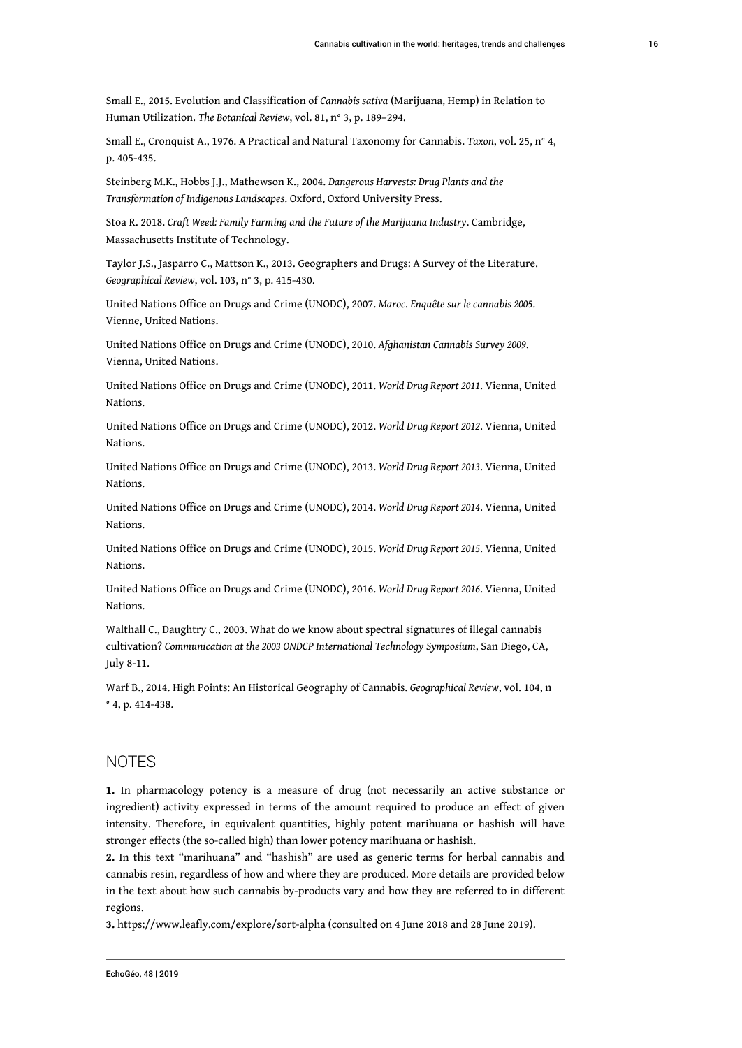Small E., 2015. Evolution and Classification of *Cannabis sativa* (Marijuana, Hemp) in Relation to Human Utilization. *The Botanical Review*, vol. 81, n° 3, p. 189–294.

Small E., Cronquist A., 1976. A Practical and Natural Taxonomy for Cannabis. *Taxon*, vol. 25, n° 4, p. 405-435.

Steinberg M.K., Hobbs J.J., Mathewson K., 2004. *Dangerous Harvests: Drug Plants and the Transformation of Indigenous Landscapes*. Oxford, Oxford University Press.

Stoa R. 2018. *Craft Weed: Family Farming and the Future of the Marijuana Industry*. Cambridge, Massachusetts Institute of Technology.

Taylor J.S., Jasparro C., Mattson K., 2013. Geographers and Drugs: A Survey of the Literature. *Geographical Review*, vol. 103, n° 3, p. 415-430.

United Nations Office on Drugs and Crime (UNODC), 2007. *Maroc. Enquête sur le cannabis 2005*. Vienne, United Nations.

United Nations Office on Drugs and Crime (UNODC), 2010. *Afghanistan Cannabis Survey 2009*. Vienna, United Nations.

United Nations Office on Drugs and Crime (UNODC), 2011. *World Drug Report 2011*. Vienna, United Nations.

United Nations Office on Drugs and Crime (UNODC), 2012. *World Drug Report 2012*. Vienna, United Nations.

United Nations Office on Drugs and Crime (UNODC), 2013. *World Drug Report 2013*. Vienna, United Nations.

United Nations Office on Drugs and Crime (UNODC), 2014. *World Drug Report 2014*. Vienna, United Nations.

United Nations Office on Drugs and Crime (UNODC), 2015. *World Drug Report 2015*. Vienna, United Nations.

United Nations Office on Drugs and Crime (UNODC), 2016. *World Drug Report 2016*. Vienna, United Nations.

Walthall C., Daughtry C., 2003. What do we know about spectral signatures of illegal cannabis cultivation? *Communication at the 2003 ONDCP International Technology Symposium*, San Diego, CA, July 8-11.

Warf B., 2014. High Points: An Historical Geography of Cannabis. *Geographical Review*, vol. 104, n ° 4, p. 414-438.

## NOTES

**1.** In pharmacology potency is a measure of drug (not necessarily an active substance or ingredient) activity expressed in terms of the amount required to produce an effect of given intensity. Therefore, in equivalent quantities, highly potent marihuana or hashish will have stronger effects (the so-called high) than lower potency marihuana or hashish.

**2.** In this text "marihuana" and "hashish" are used as generic terms for herbal cannabis and cannabis resin, regardless of how and where they are produced. More details are provided below in the text about how such cannabis by-products vary and how they are referred to in different regions.

**3.** https://www.leafly.com/explore/sort-alpha (consulted on 4 June 2018 and 28 June 2019).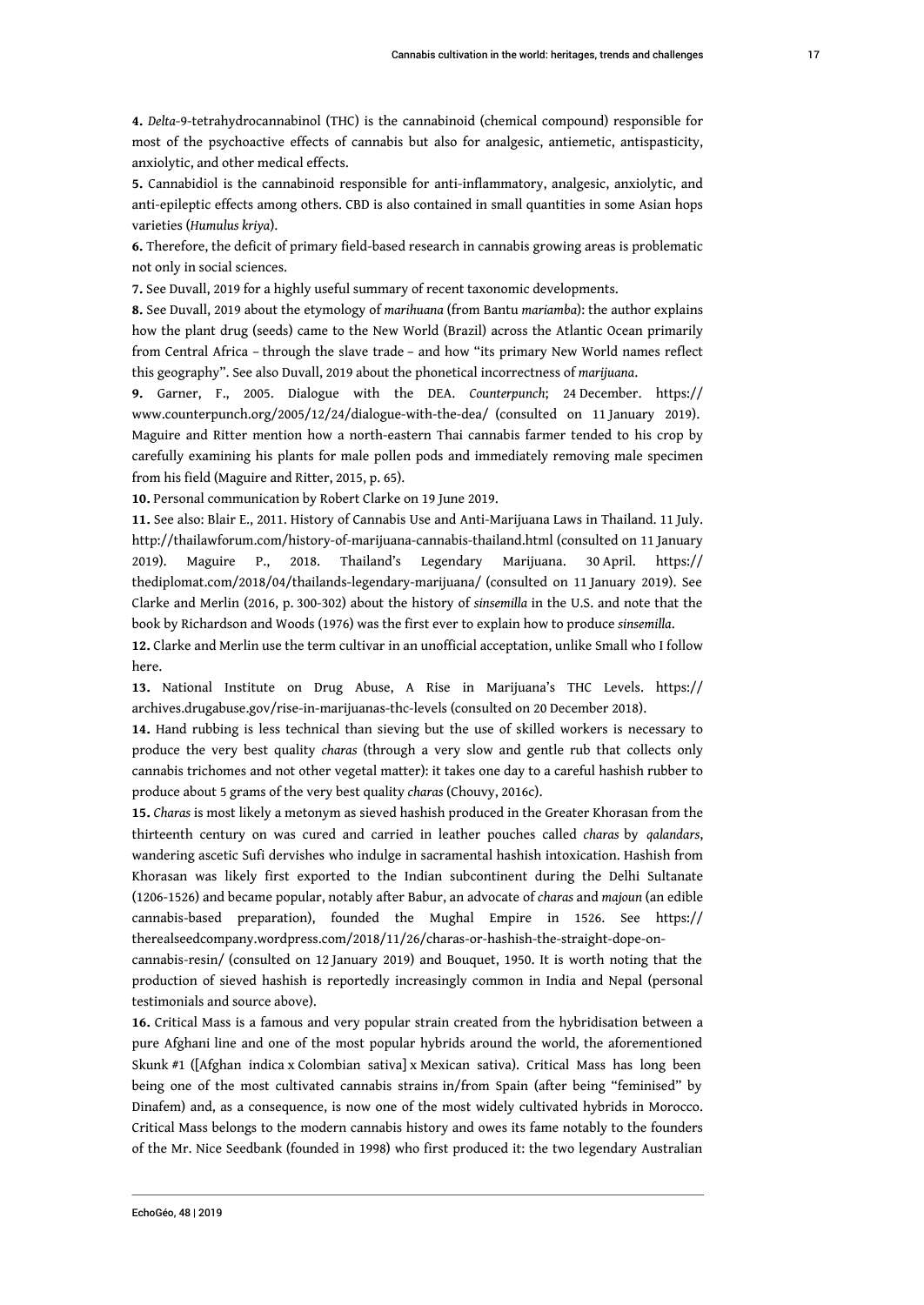**4.** *Delta*-9-tetrahydrocannabinol (THC) is the cannabinoid (chemical compound) responsible for most of the psychoactive effects of cannabis but also for analgesic, antiemetic, antispasticity, anxiolytic, and other medical effects.

**5.** Cannabidiol is the cannabinoid responsible for anti-inflammatory, analgesic, anxiolytic, and anti-epileptic effects among others. CBD is also contained in small quantities in some Asian hops varieties (*Humulus kriya*).

**6.** Therefore, the deficit of primary field-based research in cannabis growing areas is problematic not only in social sciences.

**7.** See Duvall, 2019 for a highly useful summary of recent taxonomic developments.

**8.** See Duvall, 2019 about the etymology of *marihuana* (from Bantu *mariamba*): the author explains how the plant drug (seeds) came to the New World (Brazil) across the Atlantic Ocean primarily from Central Africa – through the slave trade – and how "its primary New World names reflect this geography". See also Duvall, 2019 about the phonetical incorrectness of *marijuana*.

**9.** Garner, F., 2005. Dialogue with the DEA. *Counterpunch*; 24 December. https://www.counterpunch.org/2005/12/24/dialogue-with-the-dea/ (consulted on 11 January 2019). Maguire and Ritter mention how a north-eastern Thai cannabis farmer tended to his crop by carefully examining his plants for male pollen pods and immediately removing male specimen from his field (Maguire and Ritter, 2015, p. 65).

**10.** Personal communication by Robert Clarke on 19 June 2019.

**11.** See also: Blair E., 2011. History of Cannabis Use and Anti-Marijuana Laws in Thailand. 11 July. http://thailawforum.com/history-of-marijuana-cannabis-thailand.html (consulted on 11 January 2019). Maguire P., 2018. Thailand's Legendary Marijuana. 30 April. https://thediplomat.com/2018/04/thailands-legendary-marijuana/ (consulted on 11 January 2019). See Clarke and Merlin (2016, p. 300-302) about the history of *sinsemilla* in the U.S. and note that the book by Richardson and Woods (1976) was the first ever to explain how to produce *sinsemilla*.

**12.** Clarke and Merlin use the term cultivar in an unofficial acceptation, unlike Small who I follow here.

**13.** National Institute on Drug Abuse, A Rise in Marijuana's THC Levels. https://archives.drugabuse.gov/rise-in-marijuanas-thc-levels (consulted on 20 December 2018).

**14.** Hand rubbing is less technical than sieving but the use of skilled workers is necessary to produce the very best quality *charas* (through a very slow and gentle rub that collects only cannabis trichomes and not other vegetal matter): it takes one day to a careful hashish rubber to produce about 5 grams of the very best quality *charas* (Chouvy, 2016c).

**15.** *Charas* is most likely a metonym as sieved hashish produced in the Greater Khorasan from the thirteenth century on was cured and carried in leather pouches called *charas* by *qalandars*, wandering ascetic Sufi dervishes who indulge in sacramental hashish intoxication. Hashish from Khorasan was likely first exported to the Indian subcontinent during the Delhi Sultanate (1206-1526) and became popular, notably after Babur, an advocate of *charas* and *majoun* (an edible cannabis-based preparation), founded the Mughal Empire in 1526. See https://therealseedcompany.wordpress.com/2018/11/26/charas-or-hashish-the-straight-dope-on-cannabis-resin/ (consulted on 12 January 2019) and Bouquet, 1950. It is worth noting that the production of sieved hashish is reportedly increasingly common in India and Nepal (personal testimonials and source above).

**16.** Critical Mass is a famous and very popular strain created from the hybridisation between a pure Afghani line and one of the most popular hybrids around the world, the aforementioned Skunk #1 ([Afghan indica x Colombian sativa] x Mexican sativa). Critical Mass has long been being one of the most cultivated cannabis strains in/from Spain (after being "feminised" by Dinafem) and, as a consequence, is now one of the most widely cultivated hybrids in Morocco. Critical Mass belongs to the modern cannabis history and owes its fame notably to the founders of the Mr. Nice Seedbank (founded in 1998) who first produced it: the two legendary Australian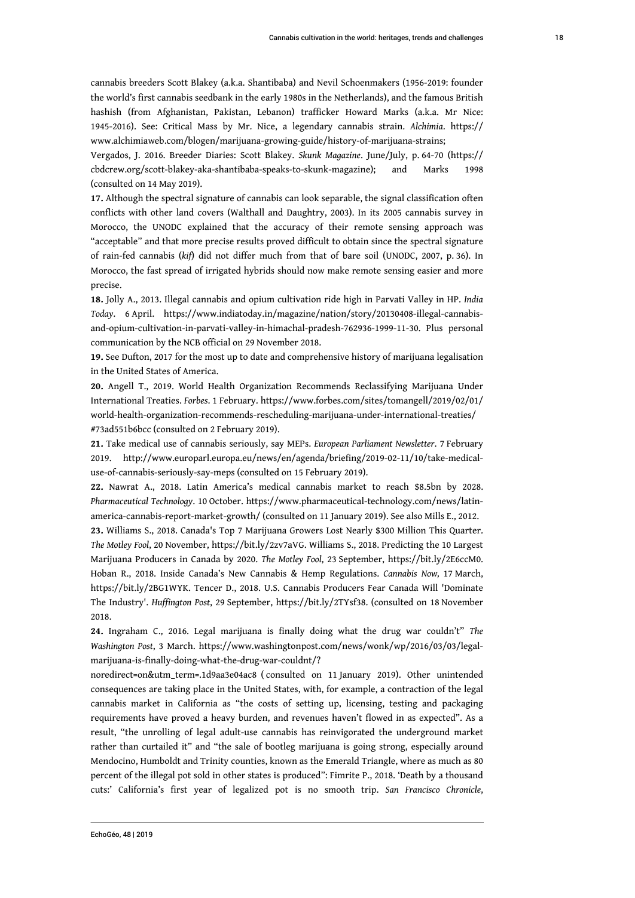cannabis breeders Scott Blakey (a.k.a. Shantibaba) and Nevil Schoenmakers (1956-2019: founder the world's first cannabis seedbank in the early 1980s in the Netherlands), and the famous British hashish (from Afghanistan, Pakistan, Lebanon) trafficker Howard Marks (a.k.a. Mr Nice: 1945-2016). See: Critical Mass by Mr. Nice, a legendary cannabis strain. *Alchimia*. https://www.alchimiaweb.com/blogen/marijuana-growing-guide/history-of-marijuana-strains; Vergados, J. 2016. Breeder Diaries: Scott Blakey. *Skunk Magazine*. June/July, p. 64-70 (https://cbdcrew.org/scott-blakey-aka-shantibaba-speaks-to-skunk-magazine); and Marks 1998 (consulted on 14 May 2019).

**17.** Although the spectral signature of cannabis can look separable, the signal classification often conflicts with other land covers (Walthall and Daughtry, 2003). In its 2005 cannabis survey in Morocco, the UNODC explained that the accuracy of their remote sensing approach was "acceptable" and that more precise results proved difficult to obtain since the spectral signature of rain-fed cannabis (*kif*) did not differ much from that of bare soil (UNODC, 2007, p. 36). In Morocco, the fast spread of irrigated hybrids should now make remote sensing easier and more precise.

**18.** Jolly A., 2013. Illegal cannabis and opium cultivation ride high in Parvati Valley in HP. *India Today*. 6 April. https://www.indiatoday.in/magazine/nation/story/20130408-illegal-cannabis-and-opium-cultivation-in-parvati-valley-in-himachal-pradesh-762936-1999-11-30. Plus personal communication by the NCB official on 29 November 2018.

**19.** See Dufton, 2017 for the most up to date and comprehensive history of marijuana legalisation in the United States of America.

**20.** Angell T., 2019. World Health Organization Recommends Reclassifying Marijuana Under International Treaties. *Forbes*. 1 February. https://www.forbes.com/sites/tomangell/2019/02/01/world-health-organization-recommends-rescheduling-marijuana-under-international-treaties/#73ad551b6bcc (consulted on 2 February 2019).

**21.** Take medical use of cannabis seriously, say MEPs. *European Parliament Newsletter*. 7 February 2019. http://www.europarl.europa.eu/news/en/agenda/briefing/2019-02-11/10/take-medical-use-of-cannabis-seriously-say-meps (consulted on 15 February 2019).

**22.** Nawrat A., 2018. Latin America's medical cannabis market to reach $8.5bn by 2028. *Pharmaceutical Technology*. 10 October. https://www.pharmaceutical-technology.com/news/latin-america-cannabis-report-market-growth/ (consulted on 11 January 2019). See also Mills E., 2012.

**23.** Williams S., 2018. Canada's Top 7 Marijuana Growers Lost Nearly $300 Million This Quarter. *The Motley Fool*, 20 November, https://bit.ly/2zv7aVG. Williams S., 2018. Predicting the 10 Largest Marijuana Producers in Canada by 2020. *The Motley Fool*, 23 September, https://bit.ly/2E6ccM0. Hoban R., 2018. Inside Canada's New Cannabis & Hemp Regulations. *Cannabis Now,* 17 March, https://bit.ly/2BG1WYK. Tencer D., 2018. U.S. Cannabis Producers Fear Canada Will 'Dominate The Industry'. *Huffington Post*, 29 September, https://bit.ly/2TYsf38. (consulted on 18 November 2018.

**24.** Ingraham C., 2016. Legal marijuana is finally doing what the drug war couldn't" *The Washington Post*, 3 March. https://www.washingtonpost.com/news/wonk/wp/2016/03/03/legal-marijuana-is-finally-doing-what-the-drug-war-couldnt/?noredirect=on&utm_term=.1d9aa3e04ac8 ( consulted on 11 January 2019). Other unintended consequences are taking place in the United States, with, for example, a contraction of the legal cannabis market in California as "the costs of setting up, licensing, testing and packaging requirements have proved a heavy burden, and revenues haven't flowed in as expected". As a result, "the unrolling of legal adult-use cannabis has reinvigorated the underground market rather than curtailed it" and "the sale of bootleg marijuana is going strong, especially around Mendocino, Humboldt and Trinity counties, known as the Emerald Triangle, where as much as 80 percent of the illegal pot sold in other states is produced": Fimrite P., 2018. 'Death by a thousand cuts:' California's first year of legalized pot is no smooth trip. *San Francisco Chronicle*,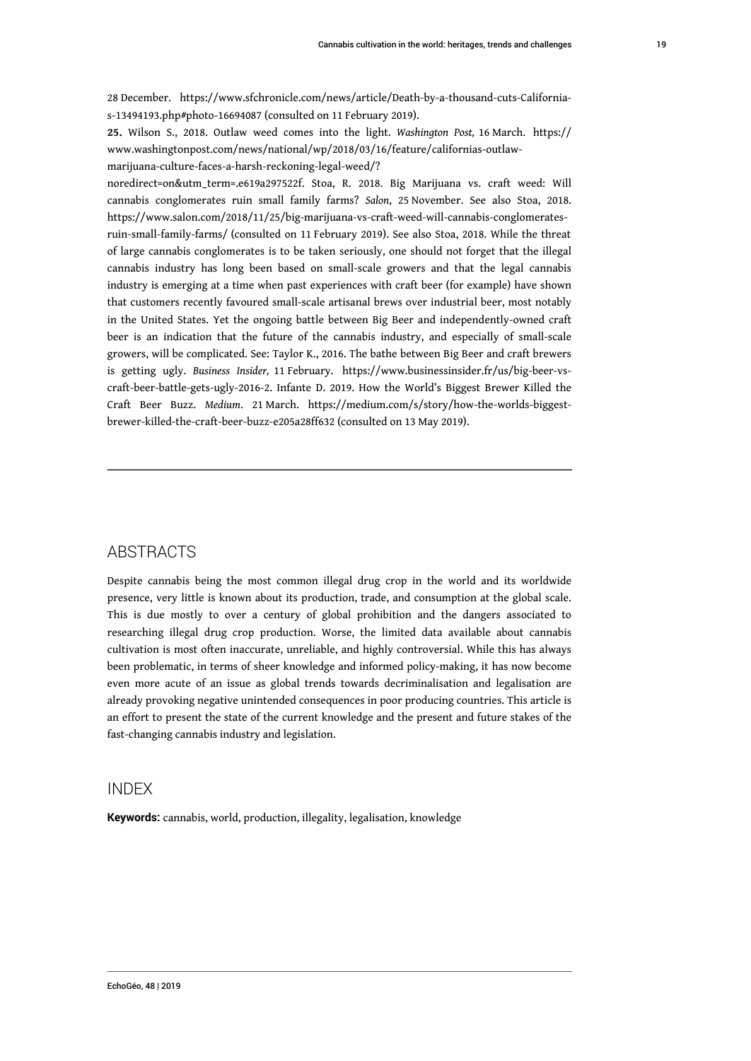28 December. https://www.sfchronicle.com/news/article/Death-by-a-thousand-cuts-California-s-13494193.php#photo-16694087 (consulted on 11 February 2019).

**25.** Wilson S., 2018. Outlaw weed comes into the light. *Washington Post,* 16 March. https://www.washingtonpost.com/news/national/wp/2018/03/16/feature/californias-outlaw-marijuana-culture-faces-a-harsh-reckoning-legal-weed/?noredirect=on&utm_term=.e619a297522f. Stoa, R. 2018. Big Marijuana vs. craft weed: Will cannabis conglomerates ruin small family farms? *Salon*, 25 November. See also Stoa, 2018. https://www.salon.com/2018/11/25/big-marijuana-vs-craft-weed-will-cannabis-conglomerates-ruin-small-family-farms/ (consulted on 11 February 2019). See also Stoa, 2018. While the threat of large cannabis conglomerates is to be taken seriously, one should not forget that the illegal cannabis industry has long been based on small-scale growers and that the legal cannabis industry is emerging at a time when past experiences with craft beer (for example) have shown that customers recently favoured small-scale artisanal brews over industrial beer, most notably in the United States. Yet the ongoing battle between Big Beer and independently-owned craft beer is an indication that the future of the cannabis industry, and especially of small-scale growers, will be complicated. See: Taylor K., 2016. The bathe between Big Beer and craft brewers is getting ugly. *Business Insider,* 11 February. https://www.businessinsider.fr/us/big-beer-vs-craft-beer-battle-gets-ugly-2016-2. Infante D. 2019. How the World's Biggest Brewer Killed the Craft Beer Buzz. *Medium*. 21 March. https://medium.com/s/story/how-the-worlds-biggest-brewer-killed-the-craft-beer-buzz-e205a28ff632 (consulted on 13 May 2019).

## ABSTRACTS

Despite cannabis being the most common illegal drug crop in the world and its worldwide presence, very little is known about its production, trade, and consumption at the global scale. This is due mostly to over a century of global prohibition and the dangers associated to researching illegal drug crop production. Worse, the limited data available about cannabis cultivation is most often inaccurate, unreliable, and highly controversial. While this has always been problematic, in terms of sheer knowledge and informed policy-making, it has now become even more acute of an issue as global trends towards decriminalisation and legalisation are already provoking negative unintended consequences in poor producing countries. This article is an effort to present the state of the current knowledge and the present and future stakes of the fast-changing cannabis industry and legislation.

## INDEX

**Keywords:** cannabis, world, production, illegality, legalisation, knowledge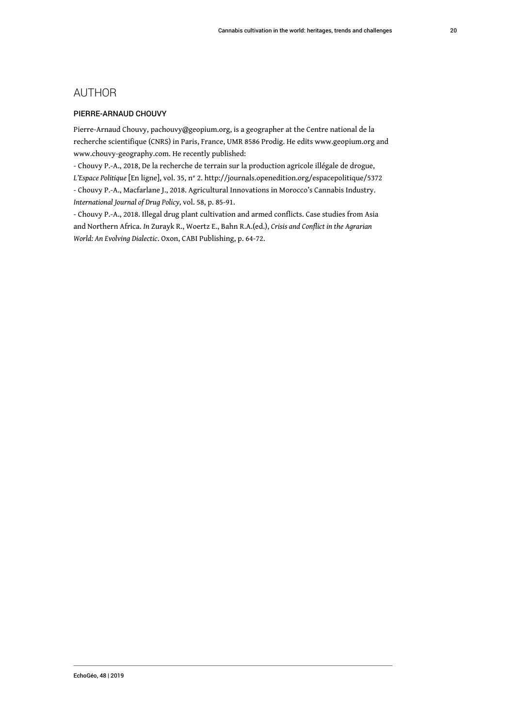# AUTHOR

### PIERRE-ARNAUD CHOUVY

Pierre-Arnaud Chouvy, pachouvy@geopium.org, is a geographer at the Centre national de la recherche scientifique (CNRS) in Paris, France, UMR 8586 Prodig. He edits www.geopium.org and www.chouvy-geography.com. He recently published:

- Chouvy P.-A., 2018, De la recherche de terrain sur la production agricole illégale de drogue, *L'Espace Politique* [En ligne], vol. 35, n° 2. http://journals.openedition.org/espacepolitique/5372
- Chouvy P.-A., Macfarlane J., 2018. Agricultural Innovations in Morocco's Cannabis Industry. *International Journal of Drug Policy,* vol. 58, p. 85-91.
- Chouvy P.-A., 2018. Illegal drug plant cultivation and armed conflicts. Case studies from Asia and Northern Africa. *In* Zurayk R., Woertz E., Bahn R.A.(ed.), *Crisis and Conflict in the Agrarian World: An Evolving Dialectic*. Oxon, CABI Publishing, p. 64-72.